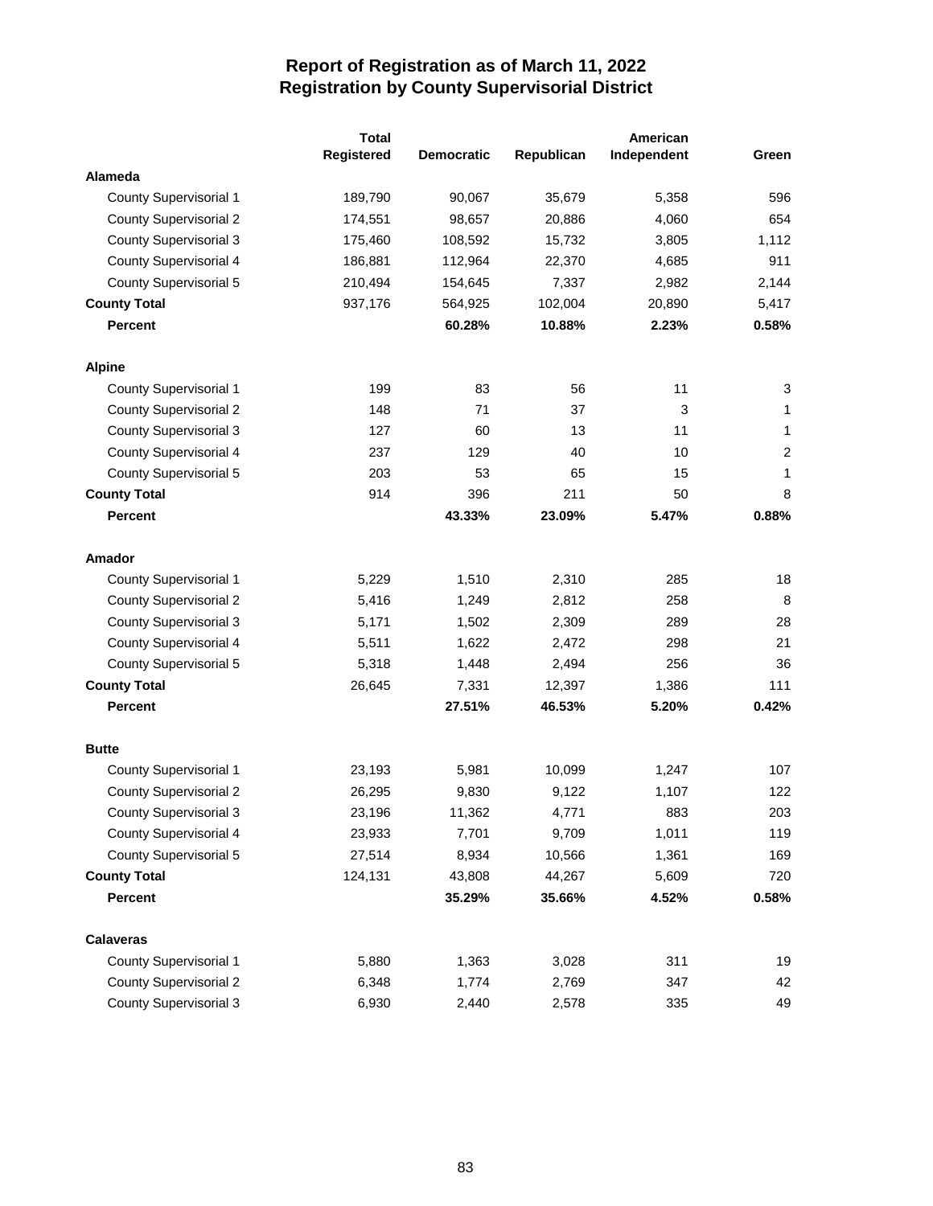# Report of Registration as of March 11, 2022
## Registration by County Supervisorial District

| | Total Registered | Democratic | Republican | American Independent | Green |
|---|---|---|---|---|---|
| **Alameda** | | | | | |
| County Supervisorial 1 | 189,790 | 90,067 | 35,679 | 5,358 | 596 |
| County Supervisorial 2 | 174,551 | 98,657 | 20,886 | 4,060 | 654 |
| County Supervisorial 3 | 175,460 | 108,592 | 15,732 | 3,805 | 1,112 |
| County Supervisorial 4 | 186,881 | 112,964 | 22,370 | 4,685 | 911 |
| County Supervisorial 5 | 210,494 | 154,645 | 7,337 | 2,982 | 2,144 |
| **County Total** | 937,176 | 564,925 | 102,004 | 20,890 | 5,417 |
| **Percent** | | **60.28%** | **10.88%** | **2.23%** | **0.58%** |
| **Alpine** | | | | | |
| County Supervisorial 1 | 199 | 83 | 56 | 11 | 3 |
| County Supervisorial 2 | 148 | 71 | 37 | 3 | 1 |
| County Supervisorial 3 | 127 | 60 | 13 | 11 | 1 |
| County Supervisorial 4 | 237 | 129 | 40 | 10 | 2 |
| County Supervisorial 5 | 203 | 53 | 65 | 15 | 1 |
| **County Total** | 914 | 396 | 211 | 50 | 8 |
| **Percent** | | **43.33%** | **23.09%** | **5.47%** | **0.88%** |
| **Amador** | | | | | |
| County Supervisorial 1 | 5,229 | 1,510 | 2,310 | 285 | 18 |
| County Supervisorial 2 | 5,416 | 1,249 | 2,812 | 258 | 8 |
| County Supervisorial 3 | 5,171 | 1,502 | 2,309 | 289 | 28 |
| County Supervisorial 4 | 5,511 | 1,622 | 2,472 | 298 | 21 |
| County Supervisorial 5 | 5,318 | 1,448 | 2,494 | 256 | 36 |
| **County Total** | 26,645 | 7,331 | 12,397 | 1,386 | 111 |
| **Percent** | | **27.51%** | **46.53%** | **5.20%** | **0.42%** |
| **Butte** | | | | | |
| County Supervisorial 1 | 23,193 | 5,981 | 10,099 | 1,247 | 107 |
| County Supervisorial 2 | 26,295 | 9,830 | 9,122 | 1,107 | 122 |
| County Supervisorial 3 | 23,196 | 11,362 | 4,771 | 883 | 203 |
| County Supervisorial 4 | 23,933 | 7,701 | 9,709 | 1,011 | 119 |
| County Supervisorial 5 | 27,514 | 8,934 | 10,566 | 1,361 | 169 |
| **County Total** | 124,131 | 43,808 | 44,267 | 5,609 | 720 |
| **Percent** | | **35.29%** | **35.66%** | **4.52%** | **0.58%** |
| **Calaveras** | | | | | |
| County Supervisorial 1 | 5,880 | 1,363 | 3,028 | 311 | 19 |
| County Supervisorial 2 | 6,348 | 1,774 | 2,769 | 347 | 42 |
| County Supervisorial 3 | 6,930 | 2,440 | 2,578 | 335 | 49 |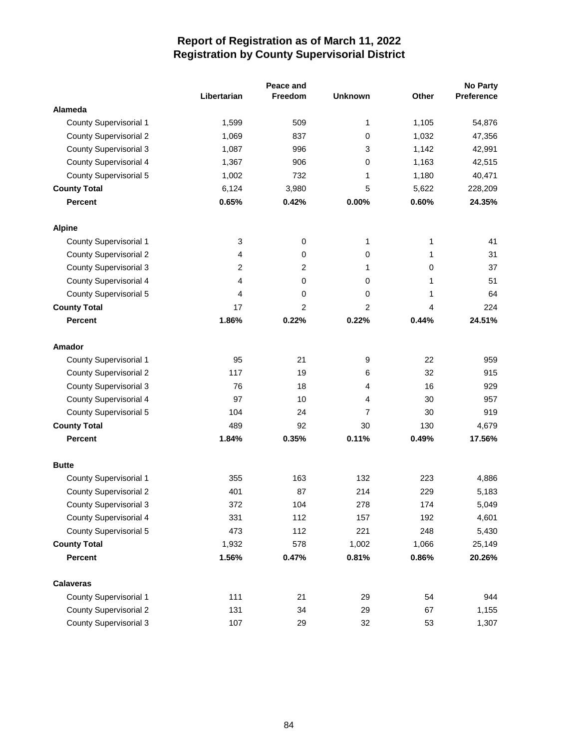# Report of Registration as of March 11, 2022
## Registration by County Supervisorial District

| | Libertarian | Peace and Freedom | Unknown | Other | No Party Preference |
|---|---|---|---|---|---|
| **Alameda** | | | | | |
| County Supervisorial 1 | 1,599 | 509 | 1 | 1,105 | 54,876 |
| County Supervisorial 2 | 1,069 | 837 | 0 | 1,032 | 47,356 |
| County Supervisorial 3 | 1,087 | 996 | 3 | 1,142 | 42,991 |
| County Supervisorial 4 | 1,367 | 906 | 0 | 1,163 | 42,515 |
| County Supervisorial 5 | 1,002 | 732 | 1 | 1,180 | 40,471 |
| **County Total** | 6,124 | 3,980 | 5 | 5,622 | 228,209 |
| **Percent** | **0.65%** | **0.42%** | **0.00%** | **0.60%** | **24.35%** |
| **Alpine** | | | | | |
| County Supervisorial 1 | 3 | 0 | 1 | 1 | 41 |
| County Supervisorial 2 | 4 | 0 | 0 | 1 | 31 |
| County Supervisorial 3 | 2 | 2 | 1 | 0 | 37 |
| County Supervisorial 4 | 4 | 0 | 0 | 1 | 51 |
| County Supervisorial 5 | 4 | 0 | 0 | 1 | 64 |
| **County Total** | 17 | 2 | 2 | 4 | 224 |
| **Percent** | **1.86%** | **0.22%** | **0.22%** | **0.44%** | **24.51%** |
| **Amador** | | | | | |
| County Supervisorial 1 | 95 | 21 | 9 | 22 | 959 |
| County Supervisorial 2 | 117 | 19 | 6 | 32 | 915 |
| County Supervisorial 3 | 76 | 18 | 4 | 16 | 929 |
| County Supervisorial 4 | 97 | 10 | 4 | 30 | 957 |
| County Supervisorial 5 | 104 | 24 | 7 | 30 | 919 |
| **County Total** | 489 | 92 | 30 | 130 | 4,679 |
| **Percent** | **1.84%** | **0.35%** | **0.11%** | **0.49%** | **17.56%** |
| **Butte** | | | | | |
| County Supervisorial 1 | 355 | 163 | 132 | 223 | 4,886 |
| County Supervisorial 2 | 401 | 87 | 214 | 229 | 5,183 |
| County Supervisorial 3 | 372 | 104 | 278 | 174 | 5,049 |
| County Supervisorial 4 | 331 | 112 | 157 | 192 | 4,601 |
| County Supervisorial 5 | 473 | 112 | 221 | 248 | 5,430 |
| **County Total** | 1,932 | 578 | 1,002 | 1,066 | 25,149 |
| **Percent** | **1.56%** | **0.47%** | **0.81%** | **0.86%** | **20.26%** |
| **Calaveras** | | | | | |
| County Supervisorial 1 | 111 | 21 | 29 | 54 | 944 |
| County Supervisorial 2 | 131 | 34 | 29 | 67 | 1,155 |
| County Supervisorial 3 | 107 | 29 | 32 | 53 | 1,307 |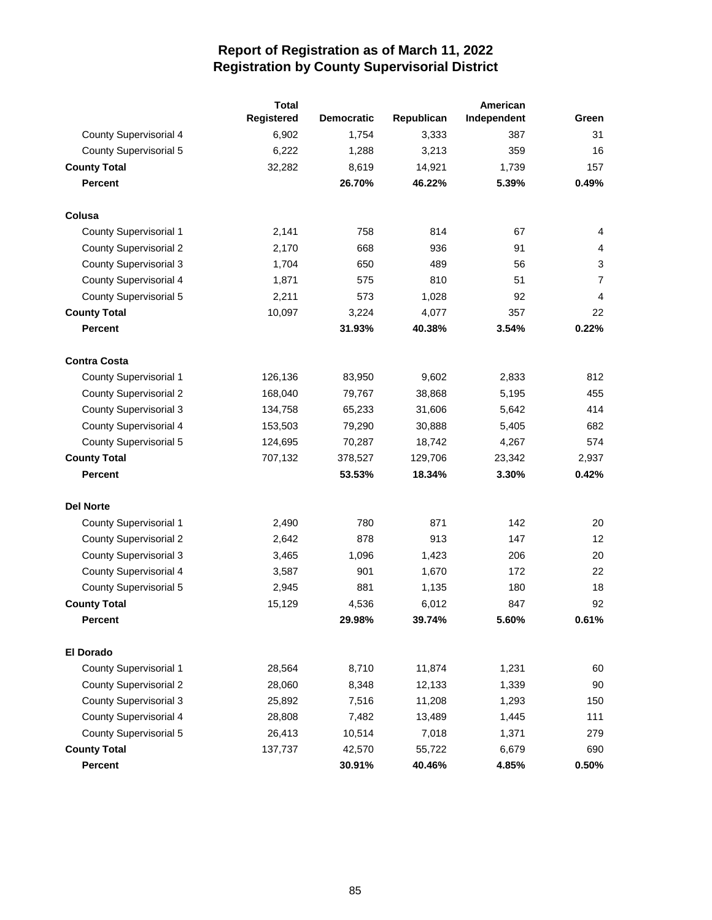# Report of Registration as of March 11, 2022
## Registration by County Supervisorial District

| | Total Registered | Democratic | Republican | American Independent | Green |
|---|---|---|---|---|---|
| County Supervisorial 4 | 6,902 | 1,754 | 3,333 | 387 | 31 |
| County Supervisorial 5 | 6,222 | 1,288 | 3,213 | 359 | 16 |
| **County Total** | 32,282 | 8,619 | 14,921 | 1,739 | 157 |
| **Percent** | | **26.70%** | **46.22%** | **5.39%** | **0.49%** |
| **Colusa** | | | | | |
| County Supervisorial 1 | 2,141 | 758 | 814 | 67 | 4 |
| County Supervisorial 2 | 2,170 | 668 | 936 | 91 | 4 |
| County Supervisorial 3 | 1,704 | 650 | 489 | 56 | 3 |
| County Supervisorial 4 | 1,871 | 575 | 810 | 51 | 7 |
| County Supervisorial 5 | 2,211 | 573 | 1,028 | 92 | 4 |
| **County Total** | 10,097 | 3,224 | 4,077 | 357 | 22 |
| **Percent** | | **31.93%** | **40.38%** | **3.54%** | **0.22%** |
| **Contra Costa** | | | | | |
| County Supervisorial 1 | 126,136 | 83,950 | 9,602 | 2,833 | 812 |
| County Supervisorial 2 | 168,040 | 79,767 | 38,868 | 5,195 | 455 |
| County Supervisorial 3 | 134,758 | 65,233 | 31,606 | 5,642 | 414 |
| County Supervisorial 4 | 153,503 | 79,290 | 30,888 | 5,405 | 682 |
| County Supervisorial 5 | 124,695 | 70,287 | 18,742 | 4,267 | 574 |
| **County Total** | 707,132 | 378,527 | 129,706 | 23,342 | 2,937 |
| **Percent** | | **53.53%** | **18.34%** | **3.30%** | **0.42%** |
| **Del Norte** | | | | | |
| County Supervisorial 1 | 2,490 | 780 | 871 | 142 | 20 |
| County Supervisorial 2 | 2,642 | 878 | 913 | 147 | 12 |
| County Supervisorial 3 | 3,465 | 1,096 | 1,423 | 206 | 20 |
| County Supervisorial 4 | 3,587 | 901 | 1,670 | 172 | 22 |
| County Supervisorial 5 | 2,945 | 881 | 1,135 | 180 | 18 |
| **County Total** | 15,129 | 4,536 | 6,012 | 847 | 92 |
| **Percent** | | **29.98%** | **39.74%** | **5.60%** | **0.61%** |
| **El Dorado** | | | | | |
| County Supervisorial 1 | 28,564 | 8,710 | 11,874 | 1,231 | 60 |
| County Supervisorial 2 | 28,060 | 8,348 | 12,133 | 1,339 | 90 |
| County Supervisorial 3 | 25,892 | 7,516 | 11,208 | 1,293 | 150 |
| County Supervisorial 4 | 28,808 | 7,482 | 13,489 | 1,445 | 111 |
| County Supervisorial 5 | 26,413 | 10,514 | 7,018 | 1,371 | 279 |
| **County Total** | 137,737 | 42,570 | 55,722 | 6,679 | 690 |
| **Percent** | | **30.91%** | **40.46%** | **4.85%** | **0.50%** |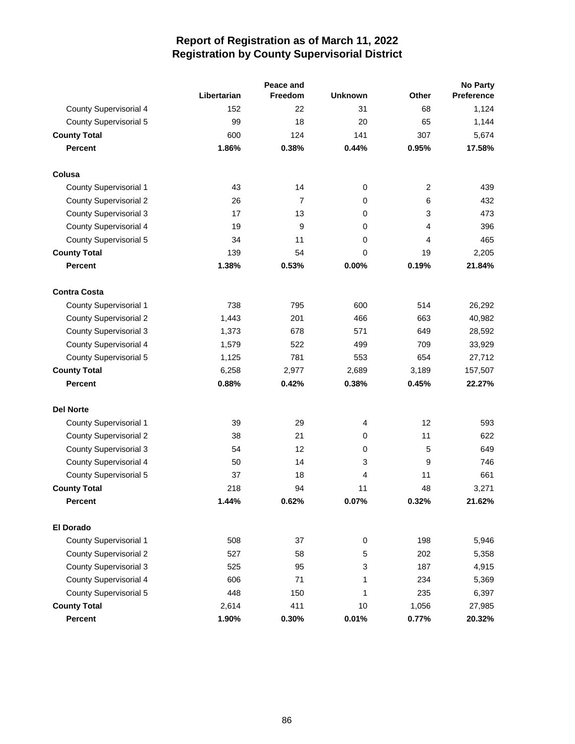# Report of Registration as of March 11, 2022
## Registration by County Supervisorial District

| | Libertarian | Peace and Freedom | Unknown | Other | No Party Preference |
|---|---|---|---|---|---|
| County Supervisorial 4 | 152 | 22 | 31 | 68 | 1,124 |
| County Supervisorial 5 | 99 | 18 | 20 | 65 | 1,144 |
| **County Total** | 600 | 124 | 141 | 307 | 5,674 |
| **Percent** | **1.86%** | **0.38%** | **0.44%** | **0.95%** | **17.58%** |
| **Colusa** | | | | | |
| County Supervisorial 1 | 43 | 14 | 0 | 2 | 439 |
| County Supervisorial 2 | 26 | 7 | 0 | 6 | 432 |
| County Supervisorial 3 | 17 | 13 | 0 | 3 | 473 |
| County Supervisorial 4 | 19 | 9 | 0 | 4 | 396 |
| County Supervisorial 5 | 34 | 11 | 0 | 4 | 465 |
| **County Total** | 139 | 54 | 0 | 19 | 2,205 |
| **Percent** | **1.38%** | **0.53%** | **0.00%** | **0.19%** | **21.84%** |
| **Contra Costa** | | | | | |
| County Supervisorial 1 | 738 | 795 | 600 | 514 | 26,292 |
| County Supervisorial 2 | 1,443 | 201 | 466 | 663 | 40,982 |
| County Supervisorial 3 | 1,373 | 678 | 571 | 649 | 28,592 |
| County Supervisorial 4 | 1,579 | 522 | 499 | 709 | 33,929 |
| County Supervisorial 5 | 1,125 | 781 | 553 | 654 | 27,712 |
| **County Total** | 6,258 | 2,977 | 2,689 | 3,189 | 157,507 |
| **Percent** | **0.88%** | **0.42%** | **0.38%** | **0.45%** | **22.27%** |
| **Del Norte** | | | | | |
| County Supervisorial 1 | 39 | 29 | 4 | 12 | 593 |
| County Supervisorial 2 | 38 | 21 | 0 | 11 | 622 |
| County Supervisorial 3 | 54 | 12 | 0 | 5 | 649 |
| County Supervisorial 4 | 50 | 14 | 3 | 9 | 746 |
| County Supervisorial 5 | 37 | 18 | 4 | 11 | 661 |
| **County Total** | 218 | 94 | 11 | 48 | 3,271 |
| **Percent** | **1.44%** | **0.62%** | **0.07%** | **0.32%** | **21.62%** |
| **El Dorado** | | | | | |
| County Supervisorial 1 | 508 | 37 | 0 | 198 | 5,946 |
| County Supervisorial 2 | 527 | 58 | 5 | 202 | 5,358 |
| County Supervisorial 3 | 525 | 95 | 3 | 187 | 4,915 |
| County Supervisorial 4 | 606 | 71 | 1 | 234 | 5,369 |
| County Supervisorial 5 | 448 | 150 | 1 | 235 | 6,397 |
| **County Total** | 2,614 | 411 | 10 | 1,056 | 27,985 |
| **Percent** | **1.90%** | **0.30%** | **0.01%** | **0.77%** | **20.32%** |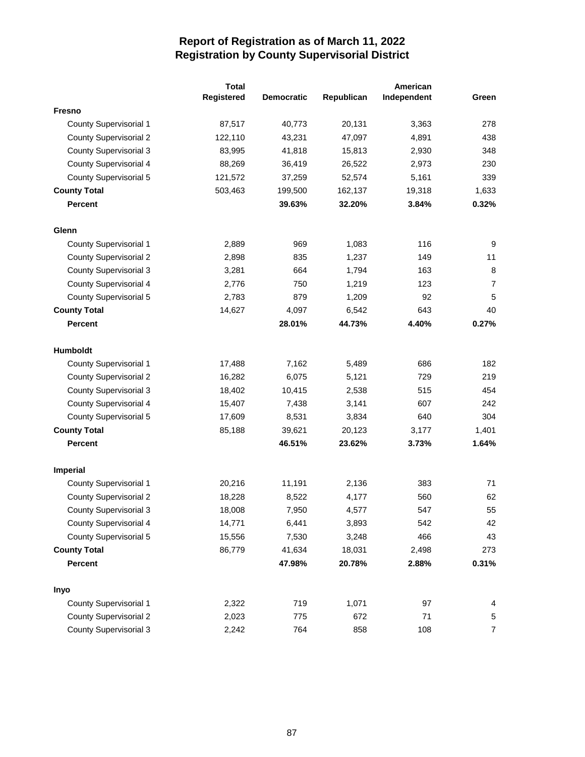# Report of Registration as of March 11, 2022
## Registration by County Supervisorial District

| | Total Registered | Democratic | Republican | American Independent | Green |
|---|---|---|---|---|---|
| **Fresno** | | | | | |
| County Supervisorial 1 | 87,517 | 40,773 | 20,131 | 3,363 | 278 |
| County Supervisorial 2 | 122,110 | 43,231 | 47,097 | 4,891 | 438 |
| County Supervisorial 3 | 83,995 | 41,818 | 15,813 | 2,930 | 348 |
| County Supervisorial 4 | 88,269 | 36,419 | 26,522 | 2,973 | 230 |
| County Supervisorial 5 | 121,572 | 37,259 | 52,574 | 5,161 | 339 |
| **County Total** | 503,463 | 199,500 | 162,137 | 19,318 | 1,633 |
| **Percent** | | **39.63%** | **32.20%** | **3.84%** | **0.32%** |
| **Glenn** | | | | | |
| County Supervisorial 1 | 2,889 | 969 | 1,083 | 116 | 9 |
| County Supervisorial 2 | 2,898 | 835 | 1,237 | 149 | 11 |
| County Supervisorial 3 | 3,281 | 664 | 1,794 | 163 | 8 |
| County Supervisorial 4 | 2,776 | 750 | 1,219 | 123 | 7 |
| County Supervisorial 5 | 2,783 | 879 | 1,209 | 92 | 5 |
| **County Total** | 14,627 | 4,097 | 6,542 | 643 | 40 |
| **Percent** | | **28.01%** | **44.73%** | **4.40%** | **0.27%** |
| **Humboldt** | | | | | |
| County Supervisorial 1 | 17,488 | 7,162 | 5,489 | 686 | 182 |
| County Supervisorial 2 | 16,282 | 6,075 | 5,121 | 729 | 219 |
| County Supervisorial 3 | 18,402 | 10,415 | 2,538 | 515 | 454 |
| County Supervisorial 4 | 15,407 | 7,438 | 3,141 | 607 | 242 |
| County Supervisorial 5 | 17,609 | 8,531 | 3,834 | 640 | 304 |
| **County Total** | 85,188 | 39,621 | 20,123 | 3,177 | 1,401 |
| **Percent** | | **46.51%** | **23.62%** | **3.73%** | **1.64%** |
| **Imperial** | | | | | |
| County Supervisorial 1 | 20,216 | 11,191 | 2,136 | 383 | 71 |
| County Supervisorial 2 | 18,228 | 8,522 | 4,177 | 560 | 62 |
| County Supervisorial 3 | 18,008 | 7,950 | 4,577 | 547 | 55 |
| County Supervisorial 4 | 14,771 | 6,441 | 3,893 | 542 | 42 |
| County Supervisorial 5 | 15,556 | 7,530 | 3,248 | 466 | 43 |
| **County Total** | 86,779 | 41,634 | 18,031 | 2,498 | 273 |
| **Percent** | | **47.98%** | **20.78%** | **2.88%** | **0.31%** |
| **Inyo** | | | | | |
| County Supervisorial 1 | 2,322 | 719 | 1,071 | 97 | 4 |
| County Supervisorial 2 | 2,023 | 775 | 672 | 71 | 5 |
| County Supervisorial 3 | 2,242 | 764 | 858 | 108 | 7 |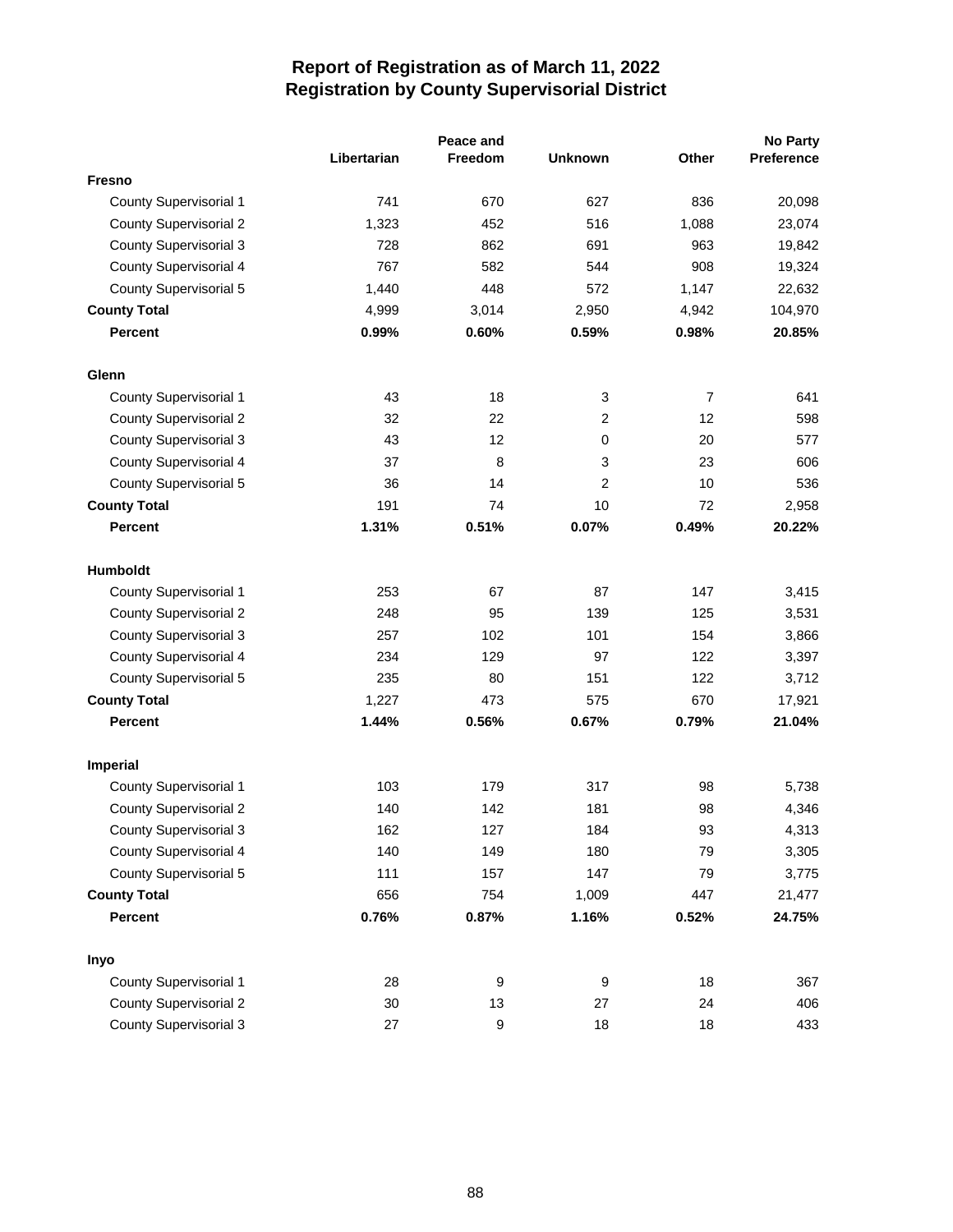# Report of Registration as of March 11, 2022
## Registration by County Supervisorial District

| | Libertarian | Peace and Freedom | Unknown | Other | No Party Preference |
|---|---|---|---|---|---|
| **Fresno** | | | | | |
| County Supervisorial 1 | 741 | 670 | 627 | 836 | 20,098 |
| County Supervisorial 2 | 1,323 | 452 | 516 | 1,088 | 23,074 |
| County Supervisorial 3 | 728 | 862 | 691 | 963 | 19,842 |
| County Supervisorial 4 | 767 | 582 | 544 | 908 | 19,324 |
| County Supervisorial 5 | 1,440 | 448 | 572 | 1,147 | 22,632 |
| **County Total** | 4,999 | 3,014 | 2,950 | 4,942 | 104,970 |
| **Percent** | **0.99%** | **0.60%** | **0.59%** | **0.98%** | **20.85%** |
| **Glenn** | | | | | |
| County Supervisorial 1 | 43 | 18 | 3 | 7 | 641 |
| County Supervisorial 2 | 32 | 22 | 2 | 12 | 598 |
| County Supervisorial 3 | 43 | 12 | 0 | 20 | 577 |
| County Supervisorial 4 | 37 | 8 | 3 | 23 | 606 |
| County Supervisorial 5 | 36 | 14 | 2 | 10 | 536 |
| **County Total** | 191 | 74 | 10 | 72 | 2,958 |
| **Percent** | **1.31%** | **0.51%** | **0.07%** | **0.49%** | **20.22%** |
| **Humboldt** | | | | | |
| County Supervisorial 1 | 253 | 67 | 87 | 147 | 3,415 |
| County Supervisorial 2 | 248 | 95 | 139 | 125 | 3,531 |
| County Supervisorial 3 | 257 | 102 | 101 | 154 | 3,866 |
| County Supervisorial 4 | 234 | 129 | 97 | 122 | 3,397 |
| County Supervisorial 5 | 235 | 80 | 151 | 122 | 3,712 |
| **County Total** | 1,227 | 473 | 575 | 670 | 17,921 |
| **Percent** | **1.44%** | **0.56%** | **0.67%** | **0.79%** | **21.04%** |
| **Imperial** | | | | | |
| County Supervisorial 1 | 103 | 179 | 317 | 98 | 5,738 |
| County Supervisorial 2 | 140 | 142 | 181 | 98 | 4,346 |
| County Supervisorial 3 | 162 | 127 | 184 | 93 | 4,313 |
| County Supervisorial 4 | 140 | 149 | 180 | 79 | 3,305 |
| County Supervisorial 5 | 111 | 157 | 147 | 79 | 3,775 |
| **County Total** | 656 | 754 | 1,009 | 447 | 21,477 |
| **Percent** | **0.76%** | **0.87%** | **1.16%** | **0.52%** | **24.75%** |
| **Inyo** | | | | | |
| County Supervisorial 1 | 28 | 9 | 9 | 18 | 367 |
| County Supervisorial 2 | 30 | 13 | 27 | 24 | 406 |
| County Supervisorial 3 | 27 | 9 | 18 | 18 | 433 |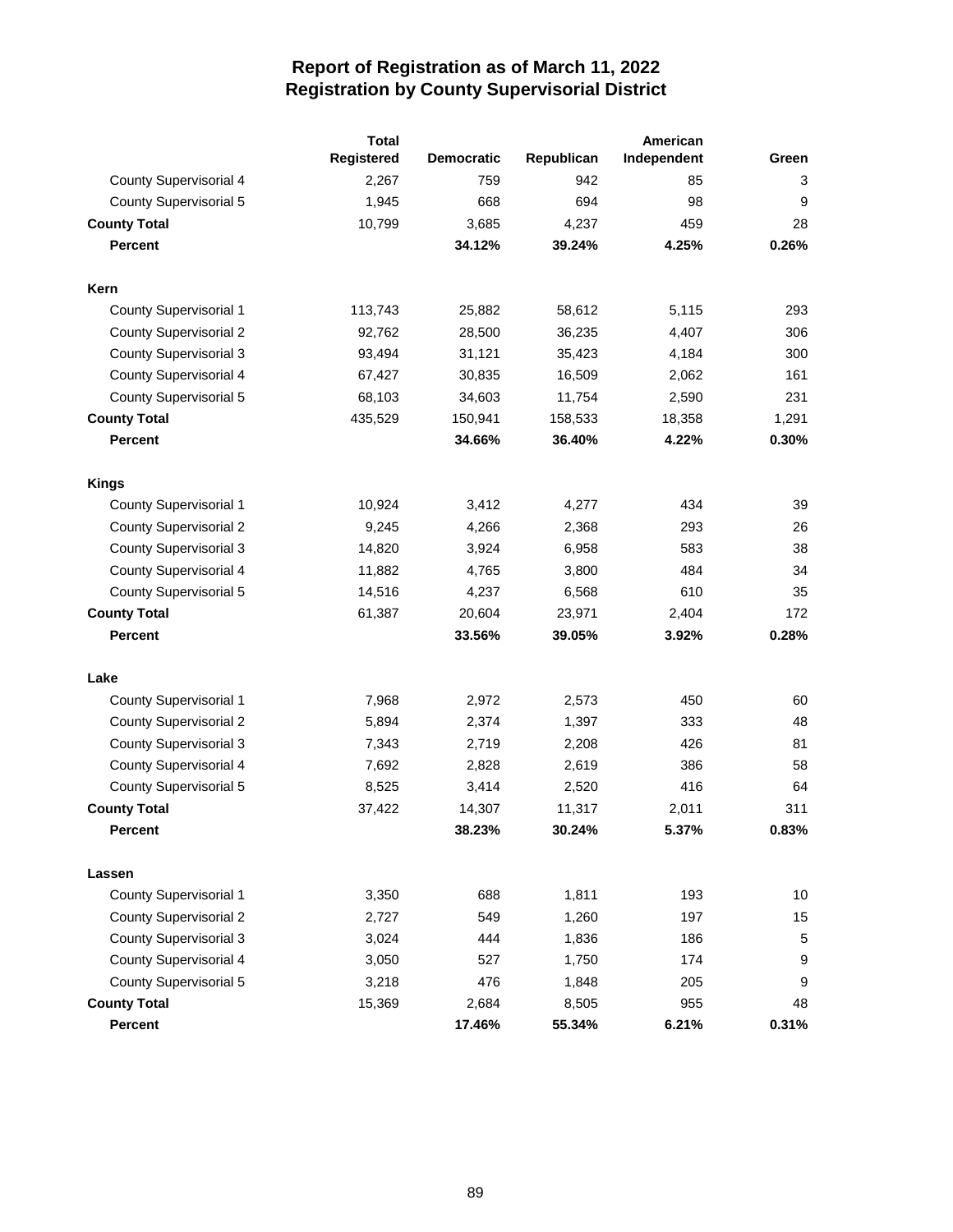# Report of Registration as of March 11, 2022
## Registration by County Supervisorial District

| | Total Registered | Democratic | Republican | American Independent | Green |
|---|---|---|---|---|---|
| County Supervisorial 4 | 2,267 | 759 | 942 | 85 | 3 |
| County Supervisorial 5 | 1,945 | 668 | 694 | 98 | 9 |
| **County Total** | 10,799 | 3,685 | 4,237 | 459 | 28 |
| **Percent** | | **34.12%** | **39.24%** | **4.25%** | **0.26%** |
| | | | | | |
| **Kern** | | | | | |
| County Supervisorial 1 | 113,743 | 25,882 | 58,612 | 5,115 | 293 |
| County Supervisorial 2 | 92,762 | 28,500 | 36,235 | 4,407 | 306 |
| County Supervisorial 3 | 93,494 | 31,121 | 35,423 | 4,184 | 300 |
| County Supervisorial 4 | 67,427 | 30,835 | 16,509 | 2,062 | 161 |
| County Supervisorial 5 | 68,103 | 34,603 | 11,754 | 2,590 | 231 |
| **County Total** | 435,529 | 150,941 | 158,533 | 18,358 | 1,291 |
| **Percent** | | **34.66%** | **36.40%** | **4.22%** | **0.30%** |
| | | | | | |
| **Kings** | | | | | |
| County Supervisorial 1 | 10,924 | 3,412 | 4,277 | 434 | 39 |
| County Supervisorial 2 | 9,245 | 4,266 | 2,368 | 293 | 26 |
| County Supervisorial 3 | 14,820 | 3,924 | 6,958 | 583 | 38 |
| County Supervisorial 4 | 11,882 | 4,765 | 3,800 | 484 | 34 |
| County Supervisorial 5 | 14,516 | 4,237 | 6,568 | 610 | 35 |
| **County Total** | 61,387 | 20,604 | 23,971 | 2,404 | 172 |
| **Percent** | | **33.56%** | **39.05%** | **3.92%** | **0.28%** |
| | | | | | |
| **Lake** | | | | | |
| County Supervisorial 1 | 7,968 | 2,972 | 2,573 | 450 | 60 |
| County Supervisorial 2 | 5,894 | 2,374 | 1,397 | 333 | 48 |
| County Supervisorial 3 | 7,343 | 2,719 | 2,208 | 426 | 81 |
| County Supervisorial 4 | 7,692 | 2,828 | 2,619 | 386 | 58 |
| County Supervisorial 5 | 8,525 | 3,414 | 2,520 | 416 | 64 |
| **County Total** | 37,422 | 14,307 | 11,317 | 2,011 | 311 |
| **Percent** | | **38.23%** | **30.24%** | **5.37%** | **0.83%** |
| | | | | | |
| **Lassen** | | | | | |
| County Supervisorial 1 | 3,350 | 688 | 1,811 | 193 | 10 |
| County Supervisorial 2 | 2,727 | 549 | 1,260 | 197 | 15 |
| County Supervisorial 3 | 3,024 | 444 | 1,836 | 186 | 5 |
| County Supervisorial 4 | 3,050 | 527 | 1,750 | 174 | 9 |
| County Supervisorial 5 | 3,218 | 476 | 1,848 | 205 | 9 |
| **County Total** | 15,369 | 2,684 | 8,505 | 955 | 48 |
| **Percent** | | **17.46%** | **55.34%** | **6.21%** | **0.31%** |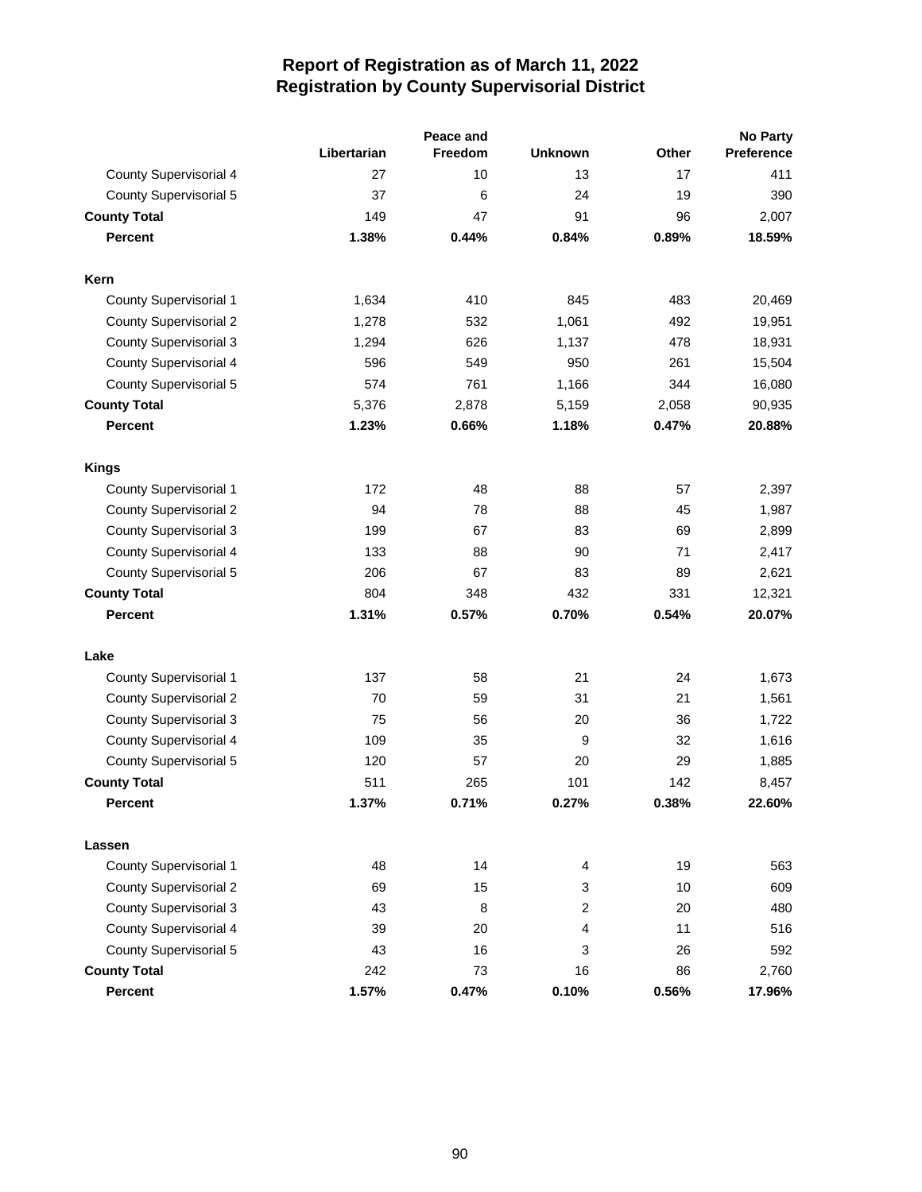# Report of Registration as of March 11, 2022
## Registration by County Supervisorial District

| | Libertarian | Peace and Freedom | Unknown | Other | No Party Preference |
|---|---|---|---|---|---|
| County Supervisorial 4 | 27 | 10 | 13 | 17 | 411 |
| County Supervisorial 5 | 37 | 6 | 24 | 19 | 390 |
| **County Total** | 149 | 47 | 91 | 96 | 2,007 |
| **Percent** | **1.38%** | **0.44%** | **0.84%** | **0.89%** | **18.59%** |
| | | | | | |
| **Kern** | | | | | |
| County Supervisorial 1 | 1,634 | 410 | 845 | 483 | 20,469 |
| County Supervisorial 2 | 1,278 | 532 | 1,061 | 492 | 19,951 |
| County Supervisorial 3 | 1,294 | 626 | 1,137 | 478 | 18,931 |
| County Supervisorial 4 | 596 | 549 | 950 | 261 | 15,504 |
| County Supervisorial 5 | 574 | 761 | 1,166 | 344 | 16,080 |
| **County Total** | 5,376 | 2,878 | 5,159 | 2,058 | 90,935 |
| **Percent** | **1.23%** | **0.66%** | **1.18%** | **0.47%** | **20.88%** |
| | | | | | |
| **Kings** | | | | | |
| County Supervisorial 1 | 172 | 48 | 88 | 57 | 2,397 |
| County Supervisorial 2 | 94 | 78 | 88 | 45 | 1,987 |
| County Supervisorial 3 | 199 | 67 | 83 | 69 | 2,899 |
| County Supervisorial 4 | 133 | 88 | 90 | 71 | 2,417 |
| County Supervisorial 5 | 206 | 67 | 83 | 89 | 2,621 |
| **County Total** | 804 | 348 | 432 | 331 | 12,321 |
| **Percent** | **1.31%** | **0.57%** | **0.70%** | **0.54%** | **20.07%** |
| | | | | | |
| **Lake** | | | | | |
| County Supervisorial 1 | 137 | 58 | 21 | 24 | 1,673 |
| County Supervisorial 2 | 70 | 59 | 31 | 21 | 1,561 |
| County Supervisorial 3 | 75 | 56 | 20 | 36 | 1,722 |
| County Supervisorial 4 | 109 | 35 | 9 | 32 | 1,616 |
| County Supervisorial 5 | 120 | 57 | 20 | 29 | 1,885 |
| **County Total** | 511 | 265 | 101 | 142 | 8,457 |
| **Percent** | **1.37%** | **0.71%** | **0.27%** | **0.38%** | **22.60%** |
| | | | | | |
| **Lassen** | | | | | |
| County Supervisorial 1 | 48 | 14 | 4 | 19 | 563 |
| County Supervisorial 2 | 69 | 15 | 3 | 10 | 609 |
| County Supervisorial 3 | 43 | 8 | 2 | 20 | 480 |
| County Supervisorial 4 | 39 | 20 | 4 | 11 | 516 |
| County Supervisorial 5 | 43 | 16 | 3 | 26 | 592 |
| **County Total** | 242 | 73 | 16 | 86 | 2,760 |
| **Percent** | **1.57%** | **0.47%** | **0.10%** | **0.56%** | **17.96%** |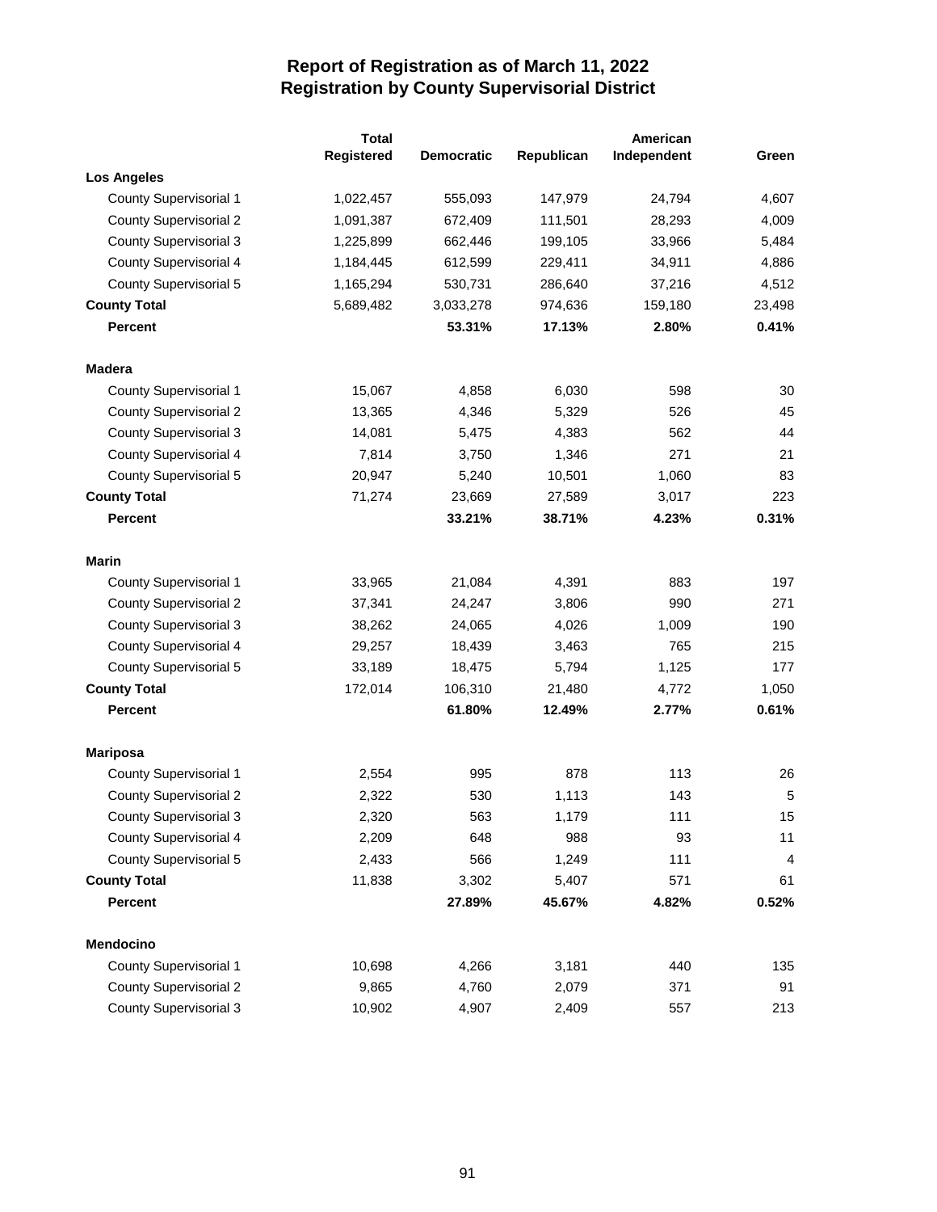# Report of Registration as of March 11, 2022
## Registration by County Supervisorial District

| | Total Registered | Democratic | Republican | American Independent | Green |
|---|---|---|---|---|---|
| **Los Angeles** | | | | | |
| County Supervisorial 1 | 1,022,457 | 555,093 | 147,979 | 24,794 | 4,607 |
| County Supervisorial 2 | 1,091,387 | 672,409 | 111,501 | 28,293 | 4,009 |
| County Supervisorial 3 | 1,225,899 | 662,446 | 199,105 | 33,966 | 5,484 |
| County Supervisorial 4 | 1,184,445 | 612,599 | 229,411 | 34,911 | 4,886 |
| County Supervisorial 5 | 1,165,294 | 530,731 | 286,640 | 37,216 | 4,512 |
| **County Total** | 5,689,482 | 3,033,278 | 974,636 | 159,180 | 23,498 |
| **Percent** | | **53.31%** | **17.13%** | **2.80%** | **0.41%** |
| **Madera** | | | | | |
| County Supervisorial 1 | 15,067 | 4,858 | 6,030 | 598 | 30 |
| County Supervisorial 2 | 13,365 | 4,346 | 5,329 | 526 | 45 |
| County Supervisorial 3 | 14,081 | 5,475 | 4,383 | 562 | 44 |
| County Supervisorial 4 | 7,814 | 3,750 | 1,346 | 271 | 21 |
| County Supervisorial 5 | 20,947 | 5,240 | 10,501 | 1,060 | 83 |
| **County Total** | 71,274 | 23,669 | 27,589 | 3,017 | 223 |
| **Percent** | | **33.21%** | **38.71%** | **4.23%** | **0.31%** |
| **Marin** | | | | | |
| County Supervisorial 1 | 33,965 | 21,084 | 4,391 | 883 | 197 |
| County Supervisorial 2 | 37,341 | 24,247 | 3,806 | 990 | 271 |
| County Supervisorial 3 | 38,262 | 24,065 | 4,026 | 1,009 | 190 |
| County Supervisorial 4 | 29,257 | 18,439 | 3,463 | 765 | 215 |
| County Supervisorial 5 | 33,189 | 18,475 | 5,794 | 1,125 | 177 |
| **County Total** | 172,014 | 106,310 | 21,480 | 4,772 | 1,050 |
| **Percent** | | **61.80%** | **12.49%** | **2.77%** | **0.61%** |
| **Mariposa** | | | | | |
| County Supervisorial 1 | 2,554 | 995 | 878 | 113 | 26 |
| County Supervisorial 2 | 2,322 | 530 | 1,113 | 143 | 5 |
| County Supervisorial 3 | 2,320 | 563 | 1,179 | 111 | 15 |
| County Supervisorial 4 | 2,209 | 648 | 988 | 93 | 11 |
| County Supervisorial 5 | 2,433 | 566 | 1,249 | 111 | 4 |
| **County Total** | 11,838 | 3,302 | 5,407 | 571 | 61 |
| **Percent** | | **27.89%** | **45.67%** | **4.82%** | **0.52%** |
| **Mendocino** | | | | | |
| County Supervisorial 1 | 10,698 | 4,266 | 3,181 | 440 | 135 |
| County Supervisorial 2 | 9,865 | 4,760 | 2,079 | 371 | 91 |
| County Supervisorial 3 | 10,902 | 4,907 | 2,409 | 557 | 213 |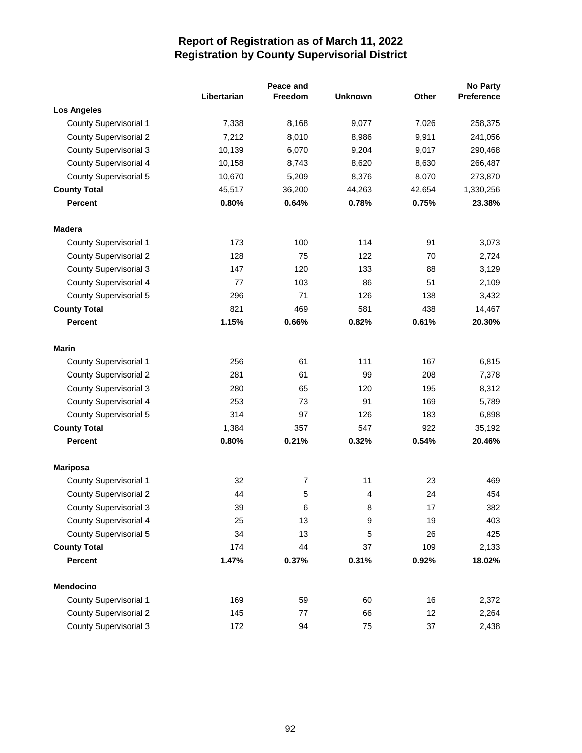# Report of Registration as of March 11, 2022
## Registration by County Supervisorial District

| | Libertarian | Peace and Freedom | Unknown | Other | No Party Preference |
|---|---|---|---|---|---|
| **Los Angeles** | | | | | |
| County Supervisorial 1 | 7,338 | 8,168 | 9,077 | 7,026 | 258,375 |
| County Supervisorial 2 | 7,212 | 8,010 | 8,986 | 9,911 | 241,056 |
| County Supervisorial 3 | 10,139 | 6,070 | 9,204 | 9,017 | 290,468 |
| County Supervisorial 4 | 10,158 | 8,743 | 8,620 | 8,630 | 266,487 |
| County Supervisorial 5 | 10,670 | 5,209 | 8,376 | 8,070 | 273,870 |
| **County Total** | 45,517 | 36,200 | 44,263 | 42,654 | 1,330,256 |
| **Percent** | **0.80%** | **0.64%** | **0.78%** | **0.75%** | **23.38%** |
| **Madera** | | | | | |
| County Supervisorial 1 | 173 | 100 | 114 | 91 | 3,073 |
| County Supervisorial 2 | 128 | 75 | 122 | 70 | 2,724 |
| County Supervisorial 3 | 147 | 120 | 133 | 88 | 3,129 |
| County Supervisorial 4 | 77 | 103 | 86 | 51 | 2,109 |
| County Supervisorial 5 | 296 | 71 | 126 | 138 | 3,432 |
| **County Total** | 821 | 469 | 581 | 438 | 14,467 |
| **Percent** | **1.15%** | **0.66%** | **0.82%** | **0.61%** | **20.30%** |
| **Marin** | | | | | |
| County Supervisorial 1 | 256 | 61 | 111 | 167 | 6,815 |
| County Supervisorial 2 | 281 | 61 | 99 | 208 | 7,378 |
| County Supervisorial 3 | 280 | 65 | 120 | 195 | 8,312 |
| County Supervisorial 4 | 253 | 73 | 91 | 169 | 5,789 |
| County Supervisorial 5 | 314 | 97 | 126 | 183 | 6,898 |
| **County Total** | 1,384 | 357 | 547 | 922 | 35,192 |
| **Percent** | **0.80%** | **0.21%** | **0.32%** | **0.54%** | **20.46%** |
| **Mariposa** | | | | | |
| County Supervisorial 1 | 32 | 7 | 11 | 23 | 469 |
| County Supervisorial 2 | 44 | 5 | 4 | 24 | 454 |
| County Supervisorial 3 | 39 | 6 | 8 | 17 | 382 |
| County Supervisorial 4 | 25 | 13 | 9 | 19 | 403 |
| County Supervisorial 5 | 34 | 13 | 5 | 26 | 425 |
| **County Total** | 174 | 44 | 37 | 109 | 2,133 |
| **Percent** | **1.47%** | **0.37%** | **0.31%** | **0.92%** | **18.02%** |
| **Mendocino** | | | | | |
| County Supervisorial 1 | 169 | 59 | 60 | 16 | 2,372 |
| County Supervisorial 2 | 145 | 77 | 66 | 12 | 2,264 |
| County Supervisorial 3 | 172 | 94 | 75 | 37 | 2,438 |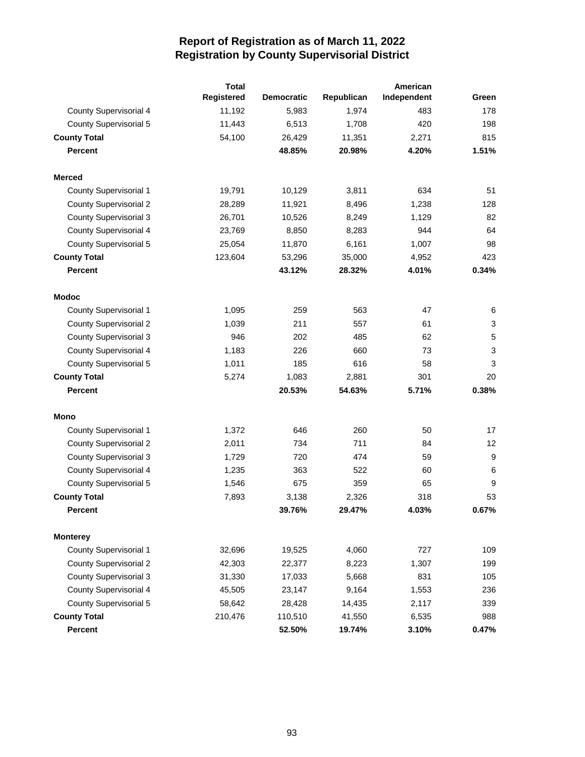# Report of Registration as of March 11, 2022
## Registration by County Supervisorial District

| | Total Registered | Democratic | Republican | American Independent | Green |
|---|---|---|---|---|---|
| County Supervisorial 4 | 11,192 | 5,983 | 1,974 | 483 | 178 |
| County Supervisorial 5 | 11,443 | 6,513 | 1,708 | 420 | 198 |
| **County Total** | 54,100 | 26,429 | 11,351 | 2,271 | 815 |
| **Percent** | | **48.85%** | **20.98%** | **4.20%** | **1.51%** |
| **Merced** | | | | | |
| County Supervisorial 1 | 19,791 | 10,129 | 3,811 | 634 | 51 |
| County Supervisorial 2 | 28,289 | 11,921 | 8,496 | 1,238 | 128 |
| County Supervisorial 3 | 26,701 | 10,526 | 8,249 | 1,129 | 82 |
| County Supervisorial 4 | 23,769 | 8,850 | 8,283 | 944 | 64 |
| County Supervisorial 5 | 25,054 | 11,870 | 6,161 | 1,007 | 98 |
| **County Total** | 123,604 | 53,296 | 35,000 | 4,952 | 423 |
| **Percent** | | **43.12%** | **28.32%** | **4.01%** | **0.34%** |
| **Modoc** | | | | | |
| County Supervisorial 1 | 1,095 | 259 | 563 | 47 | 6 |
| County Supervisorial 2 | 1,039 | 211 | 557 | 61 | 3 |
| County Supervisorial 3 | 946 | 202 | 485 | 62 | 5 |
| County Supervisorial 4 | 1,183 | 226 | 660 | 73 | 3 |
| County Supervisorial 5 | 1,011 | 185 | 616 | 58 | 3 |
| **County Total** | 5,274 | 1,083 | 2,881 | 301 | 20 |
| **Percent** | | **20.53%** | **54.63%** | **5.71%** | **0.38%** |
| **Mono** | | | | | |
| County Supervisorial 1 | 1,372 | 646 | 260 | 50 | 17 |
| County Supervisorial 2 | 2,011 | 734 | 711 | 84 | 12 |
| County Supervisorial 3 | 1,729 | 720 | 474 | 59 | 9 |
| County Supervisorial 4 | 1,235 | 363 | 522 | 60 | 6 |
| County Supervisorial 5 | 1,546 | 675 | 359 | 65 | 9 |
| **County Total** | 7,893 | 3,138 | 2,326 | 318 | 53 |
| **Percent** | | **39.76%** | **29.47%** | **4.03%** | **0.67%** |
| **Monterey** | | | | | |
| County Supervisorial 1 | 32,696 | 19,525 | 4,060 | 727 | 109 |
| County Supervisorial 2 | 42,303 | 22,377 | 8,223 | 1,307 | 199 |
| County Supervisorial 3 | 31,330 | 17,033 | 5,668 | 831 | 105 |
| County Supervisorial 4 | 45,505 | 23,147 | 9,164 | 1,553 | 236 |
| County Supervisorial 5 | 58,642 | 28,428 | 14,435 | 2,117 | 339 |
| **County Total** | 210,476 | 110,510 | 41,550 | 6,535 | 988 |
| **Percent** | | **52.50%** | **19.74%** | **3.10%** | **0.47%** |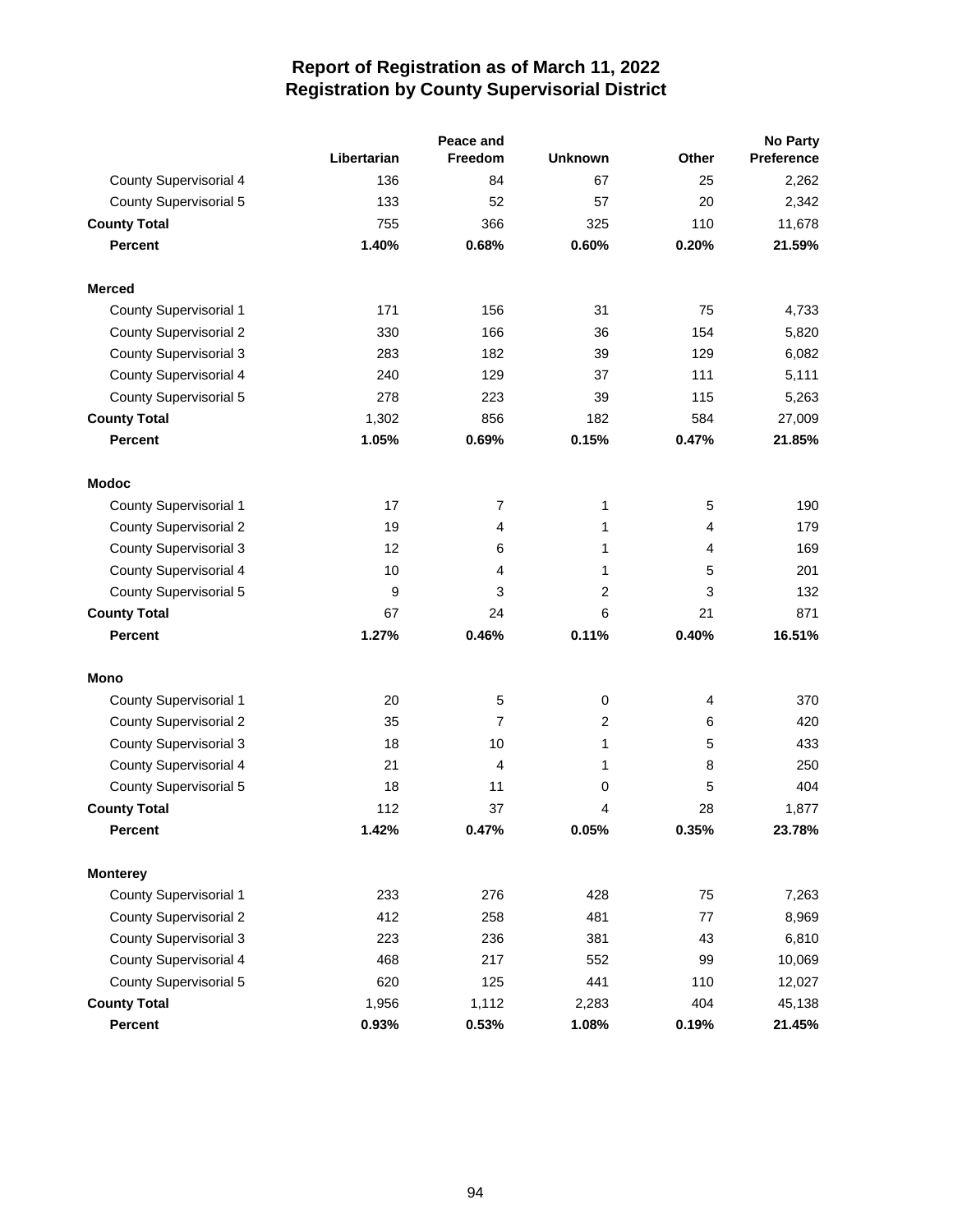# Report of Registration as of March 11, 2022
## Registration by County Supervisorial District

| | Libertarian | Peace and Freedom | Unknown | Other | No Party Preference |
|---|---|---|---|---|---|
| County Supervisorial 4 | 136 | 84 | 67 | 25 | 2,262 |
| County Supervisorial 5 | 133 | 52 | 57 | 20 | 2,342 |
| **County Total** | 755 | 366 | 325 | 110 | 11,678 |
| **Percent** | **1.40%** | **0.68%** | **0.60%** | **0.20%** | **21.59%** |
| **Merced** | | | | | |
| County Supervisorial 1 | 171 | 156 | 31 | 75 | 4,733 |
| County Supervisorial 2 | 330 | 166 | 36 | 154 | 5,820 |
| County Supervisorial 3 | 283 | 182 | 39 | 129 | 6,082 |
| County Supervisorial 4 | 240 | 129 | 37 | 111 | 5,111 |
| County Supervisorial 5 | 278 | 223 | 39 | 115 | 5,263 |
| **County Total** | 1,302 | 856 | 182 | 584 | 27,009 |
| **Percent** | **1.05%** | **0.69%** | **0.15%** | **0.47%** | **21.85%** |
| **Modoc** | | | | | |
| County Supervisorial 1 | 17 | 7 | 1 | 5 | 190 |
| County Supervisorial 2 | 19 | 4 | 1 | 4 | 179 |
| County Supervisorial 3 | 12 | 6 | 1 | 4 | 169 |
| County Supervisorial 4 | 10 | 4 | 1 | 5 | 201 |
| County Supervisorial 5 | 9 | 3 | 2 | 3 | 132 |
| **County Total** | 67 | 24 | 6 | 21 | 871 |
| **Percent** | **1.27%** | **0.46%** | **0.11%** | **0.40%** | **16.51%** |
| **Mono** | | | | | |
| County Supervisorial 1 | 20 | 5 | 0 | 4 | 370 |
| County Supervisorial 2 | 35 | 7 | 2 | 6 | 420 |
| County Supervisorial 3 | 18 | 10 | 1 | 5 | 433 |
| County Supervisorial 4 | 21 | 4 | 1 | 8 | 250 |
| County Supervisorial 5 | 18 | 11 | 0 | 5 | 404 |
| **County Total** | 112 | 37 | 4 | 28 | 1,877 |
| **Percent** | **1.42%** | **0.47%** | **0.05%** | **0.35%** | **23.78%** |
| **Monterey** | | | | | |
| County Supervisorial 1 | 233 | 276 | 428 | 75 | 7,263 |
| County Supervisorial 2 | 412 | 258 | 481 | 77 | 8,969 |
| County Supervisorial 3 | 223 | 236 | 381 | 43 | 6,810 |
| County Supervisorial 4 | 468 | 217 | 552 | 99 | 10,069 |
| County Supervisorial 5 | 620 | 125 | 441 | 110 | 12,027 |
| **County Total** | 1,956 | 1,112 | 2,283 | 404 | 45,138 |
| **Percent** | **0.93%** | **0.53%** | **1.08%** | **0.19%** | **21.45%** |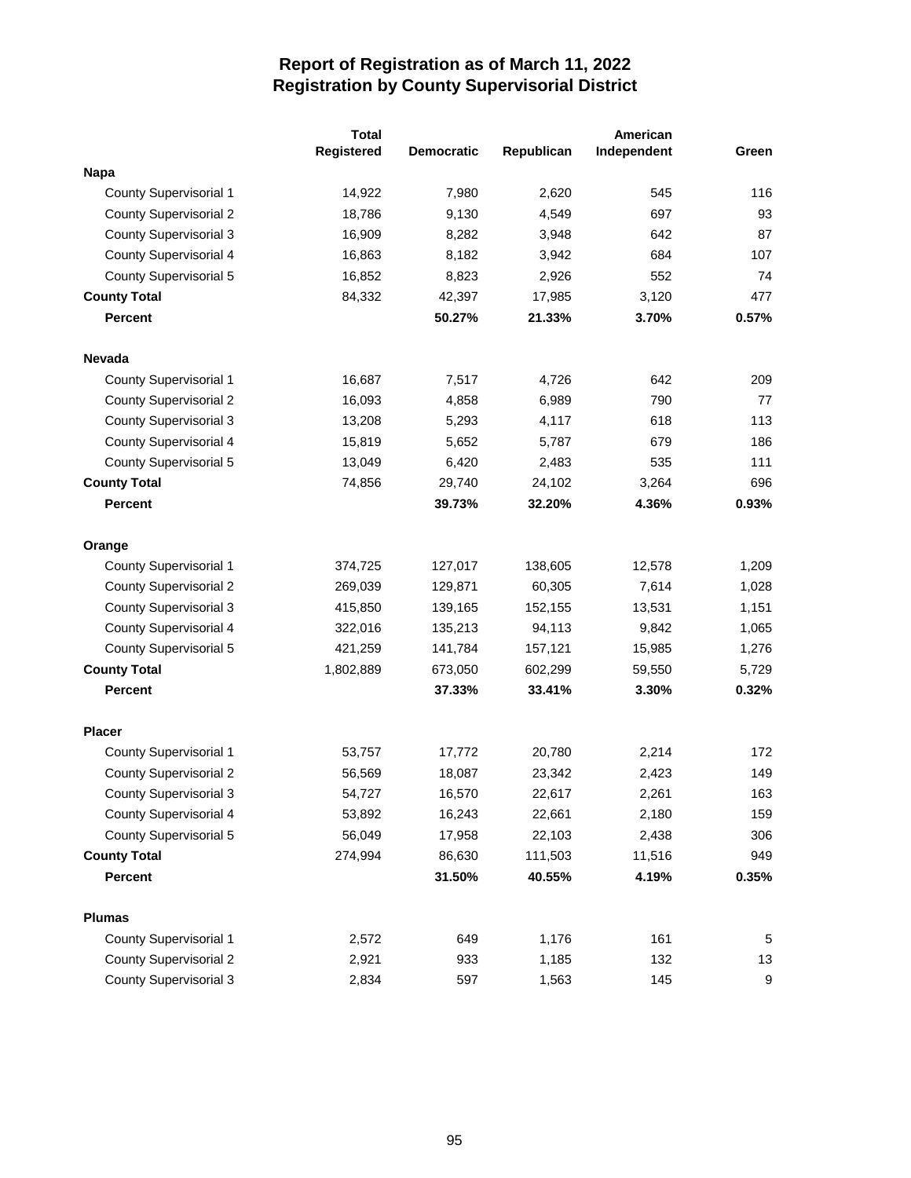# Report of Registration as of March 11, 2022
## Registration by County Supervisorial District

| | Total Registered | Democratic | Republican | American Independent | Green |
|---|---|---|---|---|---|
| **Napa** | | | | | |
| County Supervisorial 1 | 14,922 | 7,980 | 2,620 | 545 | 116 |
| County Supervisorial 2 | 18,786 | 9,130 | 4,549 | 697 | 93 |
| County Supervisorial 3 | 16,909 | 8,282 | 3,948 | 642 | 87 |
| County Supervisorial 4 | 16,863 | 8,182 | 3,942 | 684 | 107 |
| County Supervisorial 5 | 16,852 | 8,823 | 2,926 | 552 | 74 |
| **County Total** | 84,332 | 42,397 | 17,985 | 3,120 | 477 |
| **Percent** | | **50.27%** | **21.33%** | **3.70%** | **0.57%** |
| **Nevada** | | | | | |
| County Supervisorial 1 | 16,687 | 7,517 | 4,726 | 642 | 209 |
| County Supervisorial 2 | 16,093 | 4,858 | 6,989 | 790 | 77 |
| County Supervisorial 3 | 13,208 | 5,293 | 4,117 | 618 | 113 |
| County Supervisorial 4 | 15,819 | 5,652 | 5,787 | 679 | 186 |
| County Supervisorial 5 | 13,049 | 6,420 | 2,483 | 535 | 111 |
| **County Total** | 74,856 | 29,740 | 24,102 | 3,264 | 696 |
| **Percent** | | **39.73%** | **32.20%** | **4.36%** | **0.93%** |
| **Orange** | | | | | |
| County Supervisorial 1 | 374,725 | 127,017 | 138,605 | 12,578 | 1,209 |
| County Supervisorial 2 | 269,039 | 129,871 | 60,305 | 7,614 | 1,028 |
| County Supervisorial 3 | 415,850 | 139,165 | 152,155 | 13,531 | 1,151 |
| County Supervisorial 4 | 322,016 | 135,213 | 94,113 | 9,842 | 1,065 |
| County Supervisorial 5 | 421,259 | 141,784 | 157,121 | 15,985 | 1,276 |
| **County Total** | 1,802,889 | 673,050 | 602,299 | 59,550 | 5,729 |
| **Percent** | | **37.33%** | **33.41%** | **3.30%** | **0.32%** |
| **Placer** | | | | | |
| County Supervisorial 1 | 53,757 | 17,772 | 20,780 | 2,214 | 172 |
| County Supervisorial 2 | 56,569 | 18,087 | 23,342 | 2,423 | 149 |
| County Supervisorial 3 | 54,727 | 16,570 | 22,617 | 2,261 | 163 |
| County Supervisorial 4 | 53,892 | 16,243 | 22,661 | 2,180 | 159 |
| County Supervisorial 5 | 56,049 | 17,958 | 22,103 | 2,438 | 306 |
| **County Total** | 274,994 | 86,630 | 111,503 | 11,516 | 949 |
| **Percent** | | **31.50%** | **40.55%** | **4.19%** | **0.35%** |
| **Plumas** | | | | | |
| County Supervisorial 1 | 2,572 | 649 | 1,176 | 161 | 5 |
| County Supervisorial 2 | 2,921 | 933 | 1,185 | 132 | 13 |
| County Supervisorial 3 | 2,834 | 597 | 1,563 | 145 | 9 |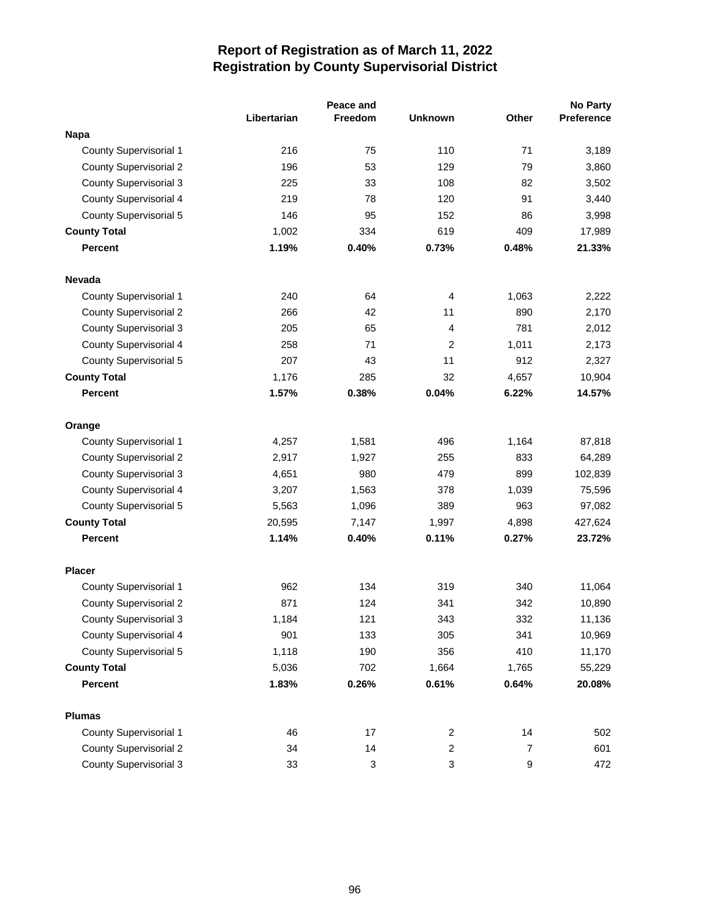# Report of Registration as of March 11, 2022
## Registration by County Supervisorial District

| | Libertarian | Peace and Freedom | Unknown | Other | No Party Preference |
|---|---|---|---|---|---|
| **Napa** | | | | | |
| County Supervisorial 1 | 216 | 75 | 110 | 71 | 3,189 |
| County Supervisorial 2 | 196 | 53 | 129 | 79 | 3,860 |
| County Supervisorial 3 | 225 | 33 | 108 | 82 | 3,502 |
| County Supervisorial 4 | 219 | 78 | 120 | 91 | 3,440 |
| County Supervisorial 5 | 146 | 95 | 152 | 86 | 3,998 |
| **County Total** | 1,002 | 334 | 619 | 409 | 17,989 |
| **Percent** | **1.19%** | **0.40%** | **0.73%** | **0.48%** | **21.33%** |
| **Nevada** | | | | | |
| County Supervisorial 1 | 240 | 64 | 4 | 1,063 | 2,222 |
| County Supervisorial 2 | 266 | 42 | 11 | 890 | 2,170 |
| County Supervisorial 3 | 205 | 65 | 4 | 781 | 2,012 |
| County Supervisorial 4 | 258 | 71 | 2 | 1,011 | 2,173 |
| County Supervisorial 5 | 207 | 43 | 11 | 912 | 2,327 |
| **County Total** | 1,176 | 285 | 32 | 4,657 | 10,904 |
| **Percent** | **1.57%** | **0.38%** | **0.04%** | **6.22%** | **14.57%** |
| **Orange** | | | | | |
| County Supervisorial 1 | 4,257 | 1,581 | 496 | 1,164 | 87,818 |
| County Supervisorial 2 | 2,917 | 1,927 | 255 | 833 | 64,289 |
| County Supervisorial 3 | 4,651 | 980 | 479 | 899 | 102,839 |
| County Supervisorial 4 | 3,207 | 1,563 | 378 | 1,039 | 75,596 |
| County Supervisorial 5 | 5,563 | 1,096 | 389 | 963 | 97,082 |
| **County Total** | 20,595 | 7,147 | 1,997 | 4,898 | 427,624 |
| **Percent** | **1.14%** | **0.40%** | **0.11%** | **0.27%** | **23.72%** |
| **Placer** | | | | | |
| County Supervisorial 1 | 962 | 134 | 319 | 340 | 11,064 |
| County Supervisorial 2 | 871 | 124 | 341 | 342 | 10,890 |
| County Supervisorial 3 | 1,184 | 121 | 343 | 332 | 11,136 |
| County Supervisorial 4 | 901 | 133 | 305 | 341 | 10,969 |
| County Supervisorial 5 | 1,118 | 190 | 356 | 410 | 11,170 |
| **County Total** | 5,036 | 702 | 1,664 | 1,765 | 55,229 |
| **Percent** | **1.83%** | **0.26%** | **0.61%** | **0.64%** | **20.08%** |
| **Plumas** | | | | | |
| County Supervisorial 1 | 46 | 17 | 2 | 14 | 502 |
| County Supervisorial 2 | 34 | 14 | 2 | 7 | 601 |
| County Supervisorial 3 | 33 | 3 | 3 | 9 | 472 |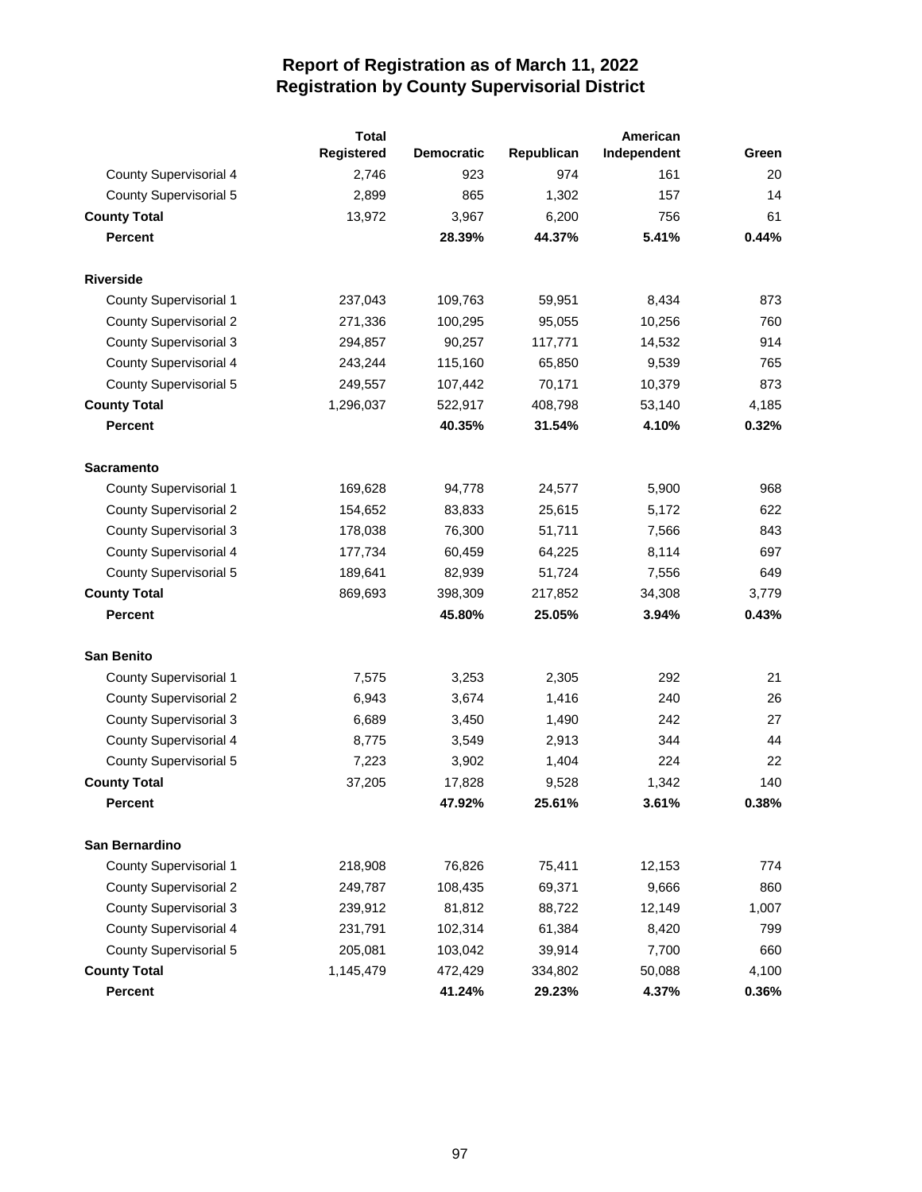# Report of Registration as of March 11, 2022
## Registration by County Supervisorial District

| | Total Registered | Democratic | Republican | American Independent | Green |
|---|---|---|---|---|---|
| County Supervisorial 4 | 2,746 | 923 | 974 | 161 | 20 |
| County Supervisorial 5 | 2,899 | 865 | 1,302 | 157 | 14 |
| **County Total** | 13,972 | 3,967 | 6,200 | 756 | 61 |
| **Percent** | | **28.39%** | **44.37%** | **5.41%** | **0.44%** |
| **Riverside** | | | | | |
| County Supervisorial 1 | 237,043 | 109,763 | 59,951 | 8,434 | 873 |
| County Supervisorial 2 | 271,336 | 100,295 | 95,055 | 10,256 | 760 |
| County Supervisorial 3 | 294,857 | 90,257 | 117,771 | 14,532 | 914 |
| County Supervisorial 4 | 243,244 | 115,160 | 65,850 | 9,539 | 765 |
| County Supervisorial 5 | 249,557 | 107,442 | 70,171 | 10,379 | 873 |
| **County Total** | 1,296,037 | 522,917 | 408,798 | 53,140 | 4,185 |
| **Percent** | | **40.35%** | **31.54%** | **4.10%** | **0.32%** |
| **Sacramento** | | | | | |
| County Supervisorial 1 | 169,628 | 94,778 | 24,577 | 5,900 | 968 |
| County Supervisorial 2 | 154,652 | 83,833 | 25,615 | 5,172 | 622 |
| County Supervisorial 3 | 178,038 | 76,300 | 51,711 | 7,566 | 843 |
| County Supervisorial 4 | 177,734 | 60,459 | 64,225 | 8,114 | 697 |
| County Supervisorial 5 | 189,641 | 82,939 | 51,724 | 7,556 | 649 |
| **County Total** | 869,693 | 398,309 | 217,852 | 34,308 | 3,779 |
| **Percent** | | **45.80%** | **25.05%** | **3.94%** | **0.43%** |
| **San Benito** | | | | | |
| County Supervisorial 1 | 7,575 | 3,253 | 2,305 | 292 | 21 |
| County Supervisorial 2 | 6,943 | 3,674 | 1,416 | 240 | 26 |
| County Supervisorial 3 | 6,689 | 3,450 | 1,490 | 242 | 27 |
| County Supervisorial 4 | 8,775 | 3,549 | 2,913 | 344 | 44 |
| County Supervisorial 5 | 7,223 | 3,902 | 1,404 | 224 | 22 |
| **County Total** | 37,205 | 17,828 | 9,528 | 1,342 | 140 |
| **Percent** | | **47.92%** | **25.61%** | **3.61%** | **0.38%** |
| **San Bernardino** | | | | | |
| County Supervisorial 1 | 218,908 | 76,826 | 75,411 | 12,153 | 774 |
| County Supervisorial 2 | 249,787 | 108,435 | 69,371 | 9,666 | 860 |
| County Supervisorial 3 | 239,912 | 81,812 | 88,722 | 12,149 | 1,007 |
| County Supervisorial 4 | 231,791 | 102,314 | 61,384 | 8,420 | 799 |
| County Supervisorial 5 | 205,081 | 103,042 | 39,914 | 7,700 | 660 |
| **County Total** | 1,145,479 | 472,429 | 334,802 | 50,088 | 4,100 |
| **Percent** | | **41.24%** | **29.23%** | **4.37%** | **0.36%** |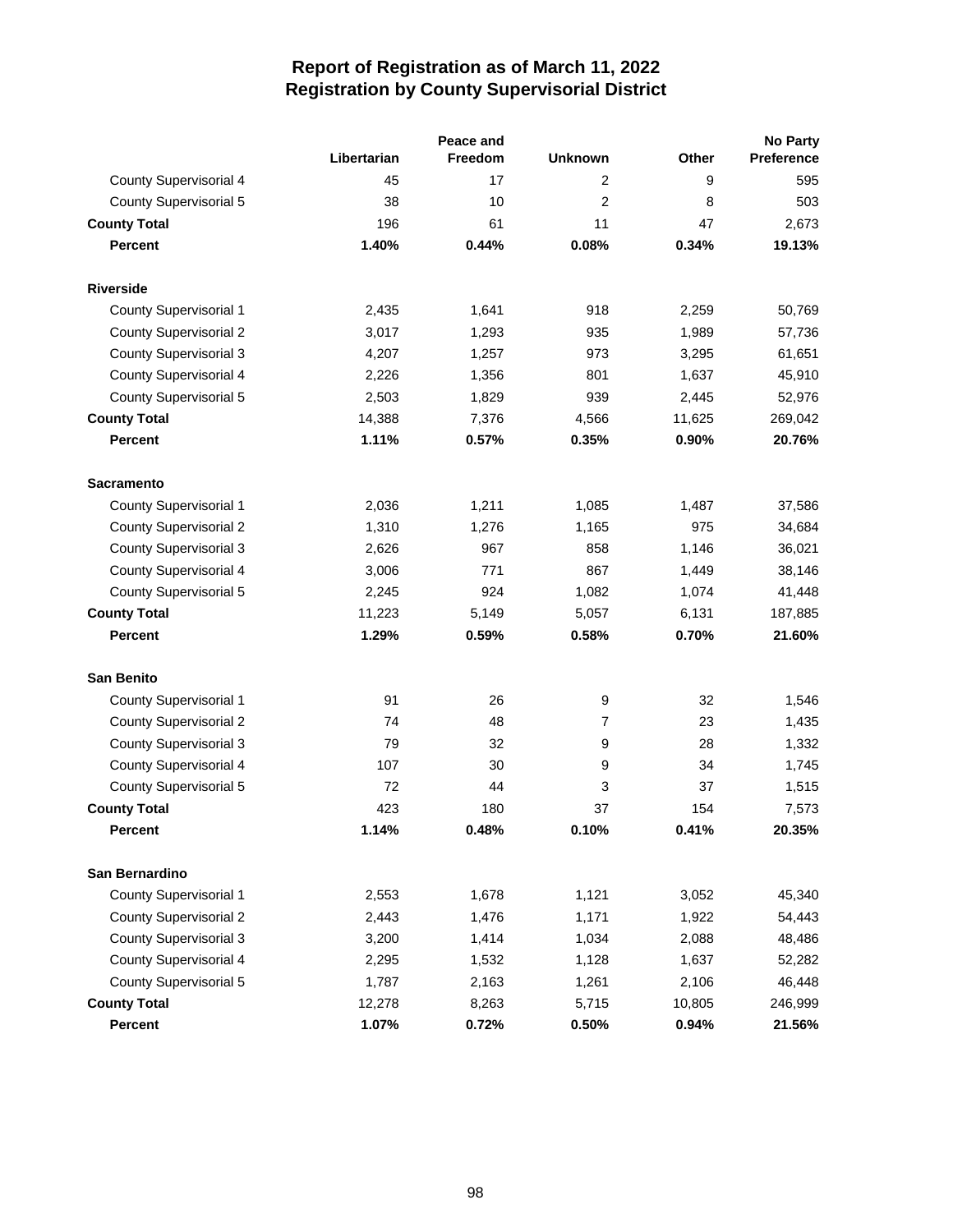# Report of Registration as of March 11, 2022
## Registration by County Supervisorial District

| | Libertarian | Peace and Freedom | Unknown | Other | No Party Preference |
|---|---|---|---|---|---|
| County Supervisorial 4 | 45 | 17 | 2 | 9 | 595 |
| County Supervisorial 5 | 38 | 10 | 2 | 8 | 503 |
| **County Total** | 196 | 61 | 11 | 47 | 2,673 |
| **Percent** | **1.40%** | **0.44%** | **0.08%** | **0.34%** | **19.13%** |
| **Riverside** | | | | | |
| County Supervisorial 1 | 2,435 | 1,641 | 918 | 2,259 | 50,769 |
| County Supervisorial 2 | 3,017 | 1,293 | 935 | 1,989 | 57,736 |
| County Supervisorial 3 | 4,207 | 1,257 | 973 | 3,295 | 61,651 |
| County Supervisorial 4 | 2,226 | 1,356 | 801 | 1,637 | 45,910 |
| County Supervisorial 5 | 2,503 | 1,829 | 939 | 2,445 | 52,976 |
| **County Total** | 14,388 | 7,376 | 4,566 | 11,625 | 269,042 |
| **Percent** | **1.11%** | **0.57%** | **0.35%** | **0.90%** | **20.76%** |
| **Sacramento** | | | | | |
| County Supervisorial 1 | 2,036 | 1,211 | 1,085 | 1,487 | 37,586 |
| County Supervisorial 2 | 1,310 | 1,276 | 1,165 | 975 | 34,684 |
| County Supervisorial 3 | 2,626 | 967 | 858 | 1,146 | 36,021 |
| County Supervisorial 4 | 3,006 | 771 | 867 | 1,449 | 38,146 |
| County Supervisorial 5 | 2,245 | 924 | 1,082 | 1,074 | 41,448 |
| **County Total** | 11,223 | 5,149 | 5,057 | 6,131 | 187,885 |
| **Percent** | **1.29%** | **0.59%** | **0.58%** | **0.70%** | **21.60%** |
| **San Benito** | | | | | |
| County Supervisorial 1 | 91 | 26 | 9 | 32 | 1,546 |
| County Supervisorial 2 | 74 | 48 | 7 | 23 | 1,435 |
| County Supervisorial 3 | 79 | 32 | 9 | 28 | 1,332 |
| County Supervisorial 4 | 107 | 30 | 9 | 34 | 1,745 |
| County Supervisorial 5 | 72 | 44 | 3 | 37 | 1,515 |
| **County Total** | 423 | 180 | 37 | 154 | 7,573 |
| **Percent** | **1.14%** | **0.48%** | **0.10%** | **0.41%** | **20.35%** |
| **San Bernardino** | | | | | |
| County Supervisorial 1 | 2,553 | 1,678 | 1,121 | 3,052 | 45,340 |
| County Supervisorial 2 | 2,443 | 1,476 | 1,171 | 1,922 | 54,443 |
| County Supervisorial 3 | 3,200 | 1,414 | 1,034 | 2,088 | 48,486 |
| County Supervisorial 4 | 2,295 | 1,532 | 1,128 | 1,637 | 52,282 |
| County Supervisorial 5 | 1,787 | 2,163 | 1,261 | 2,106 | 46,448 |
| **County Total** | 12,278 | 8,263 | 5,715 | 10,805 | 246,999 |
| **Percent** | **1.07%** | **0.72%** | **0.50%** | **0.94%** | **21.56%** |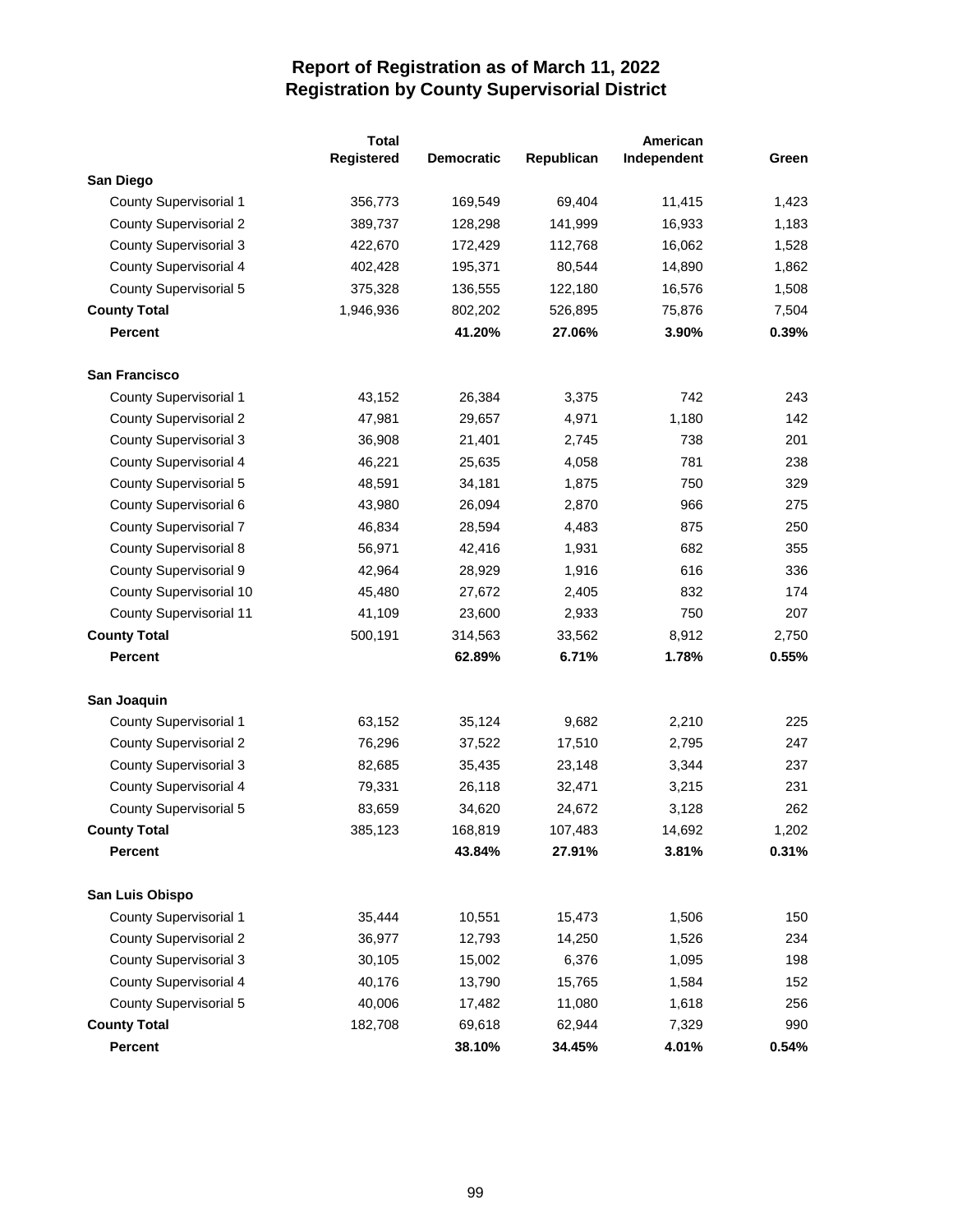# Report of Registration as of March 11, 2022
## Registration by County Supervisorial District

| | Total Registered | Democratic | Republican | American Independent | Green |
|---|---|---|---|---|---|
| **San Diego** | | | | | |
| County Supervisorial 1 | 356,773 | 169,549 | 69,404 | 11,415 | 1,423 |
| County Supervisorial 2 | 389,737 | 128,298 | 141,999 | 16,933 | 1,183 |
| County Supervisorial 3 | 422,670 | 172,429 | 112,768 | 16,062 | 1,528 |
| County Supervisorial 4 | 402,428 | 195,371 | 80,544 | 14,890 | 1,862 |
| County Supervisorial 5 | 375,328 | 136,555 | 122,180 | 16,576 | 1,508 |
| **County Total** | 1,946,936 | 802,202 | 526,895 | 75,876 | 7,504 |
| **Percent** | | **41.20%** | **27.06%** | **3.90%** | **0.39%** |
| **San Francisco** | | | | | |
| County Supervisorial 1 | 43,152 | 26,384 | 3,375 | 742 | 243 |
| County Supervisorial 2 | 47,981 | 29,657 | 4,971 | 1,180 | 142 |
| County Supervisorial 3 | 36,908 | 21,401 | 2,745 | 738 | 201 |
| County Supervisorial 4 | 46,221 | 25,635 | 4,058 | 781 | 238 |
| County Supervisorial 5 | 48,591 | 34,181 | 1,875 | 750 | 329 |
| County Supervisorial 6 | 43,980 | 26,094 | 2,870 | 966 | 275 |
| County Supervisorial 7 | 46,834 | 28,594 | 4,483 | 875 | 250 |
| County Supervisorial 8 | 56,971 | 42,416 | 1,931 | 682 | 355 |
| County Supervisorial 9 | 42,964 | 28,929 | 1,916 | 616 | 336 |
| County Supervisorial 10 | 45,480 | 27,672 | 2,405 | 832 | 174 |
| County Supervisorial 11 | 41,109 | 23,600 | 2,933 | 750 | 207 |
| **County Total** | 500,191 | 314,563 | 33,562 | 8,912 | 2,750 |
| **Percent** | | **62.89%** | **6.71%** | **1.78%** | **0.55%** |
| **San Joaquin** | | | | | |
| County Supervisorial 1 | 63,152 | 35,124 | 9,682 | 2,210 | 225 |
| County Supervisorial 2 | 76,296 | 37,522 | 17,510 | 2,795 | 247 |
| County Supervisorial 3 | 82,685 | 35,435 | 23,148 | 3,344 | 237 |
| County Supervisorial 4 | 79,331 | 26,118 | 32,471 | 3,215 | 231 |
| County Supervisorial 5 | 83,659 | 34,620 | 24,672 | 3,128 | 262 |
| **County Total** | 385,123 | 168,819 | 107,483 | 14,692 | 1,202 |
| **Percent** | | **43.84%** | **27.91%** | **3.81%** | **0.31%** |
| **San Luis Obispo** | | | | | |
| County Supervisorial 1 | 35,444 | 10,551 | 15,473 | 1,506 | 150 |
| County Supervisorial 2 | 36,977 | 12,793 | 14,250 | 1,526 | 234 |
| County Supervisorial 3 | 30,105 | 15,002 | 6,376 | 1,095 | 198 |
| County Supervisorial 4 | 40,176 | 13,790 | 15,765 | 1,584 | 152 |
| County Supervisorial 5 | 40,006 | 17,482 | 11,080 | 1,618 | 256 |
| **County Total** | 182,708 | 69,618 | 62,944 | 7,329 | 990 |
| **Percent** | | **38.10%** | **34.45%** | **4.01%** | **0.54%** |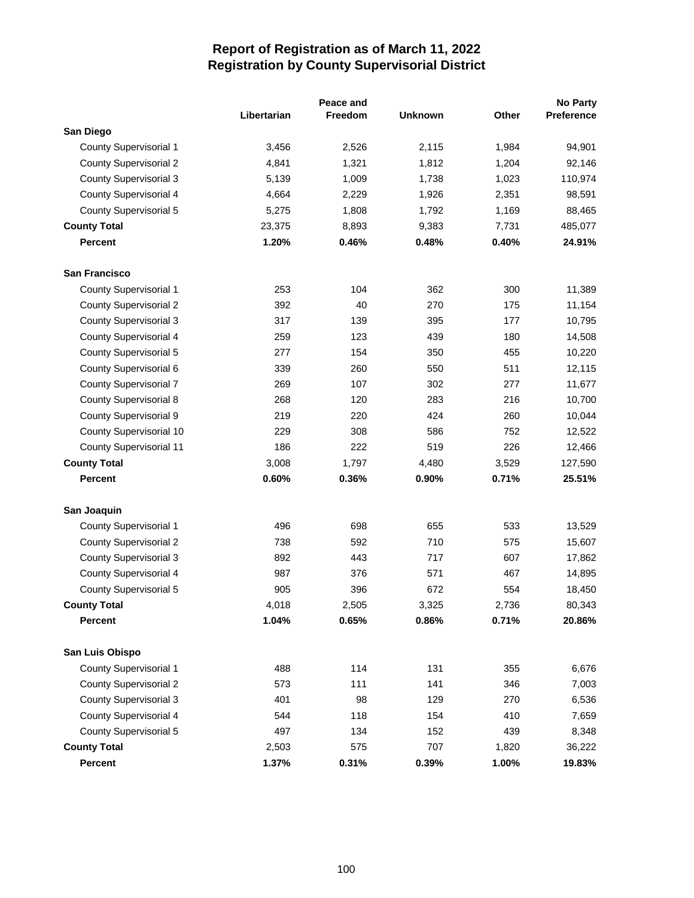# Report of Registration as of March 11, 2022
## Registration by County Supervisorial District

| | Libertarian | Peace and Freedom | Unknown | Other | No Party Preference |
|---|---|---|---|---|---|
| **San Diego** | | | | | |
| County Supervisorial 1 | 3,456 | 2,526 | 2,115 | 1,984 | 94,901 |
| County Supervisorial 2 | 4,841 | 1,321 | 1,812 | 1,204 | 92,146 |
| County Supervisorial 3 | 5,139 | 1,009 | 1,738 | 1,023 | 110,974 |
| County Supervisorial 4 | 4,664 | 2,229 | 1,926 | 2,351 | 98,591 |
| County Supervisorial 5 | 5,275 | 1,808 | 1,792 | 1,169 | 88,465 |
| **County Total** | 23,375 | 8,893 | 9,383 | 7,731 | 485,077 |
| **Percent** | **1.20%** | **0.46%** | **0.48%** | **0.40%** | **24.91%** |
| **San Francisco** | | | | | |
| County Supervisorial 1 | 253 | 104 | 362 | 300 | 11,389 |
| County Supervisorial 2 | 392 | 40 | 270 | 175 | 11,154 |
| County Supervisorial 3 | 317 | 139 | 395 | 177 | 10,795 |
| County Supervisorial 4 | 259 | 123 | 439 | 180 | 14,508 |
| County Supervisorial 5 | 277 | 154 | 350 | 455 | 10,220 |
| County Supervisorial 6 | 339 | 260 | 550 | 511 | 12,115 |
| County Supervisorial 7 | 269 | 107 | 302 | 277 | 11,677 |
| County Supervisorial 8 | 268 | 120 | 283 | 216 | 10,700 |
| County Supervisorial 9 | 219 | 220 | 424 | 260 | 10,044 |
| County Supervisorial 10 | 229 | 308 | 586 | 752 | 12,522 |
| County Supervisorial 11 | 186 | 222 | 519 | 226 | 12,466 |
| **County Total** | 3,008 | 1,797 | 4,480 | 3,529 | 127,590 |
| **Percent** | **0.60%** | **0.36%** | **0.90%** | **0.71%** | **25.51%** |
| **San Joaquin** | | | | | |
| County Supervisorial 1 | 496 | 698 | 655 | 533 | 13,529 |
| County Supervisorial 2 | 738 | 592 | 710 | 575 | 15,607 |
| County Supervisorial 3 | 892 | 443 | 717 | 607 | 17,862 |
| County Supervisorial 4 | 987 | 376 | 571 | 467 | 14,895 |
| County Supervisorial 5 | 905 | 396 | 672 | 554 | 18,450 |
| **County Total** | 4,018 | 2,505 | 3,325 | 2,736 | 80,343 |
| **Percent** | **1.04%** | **0.65%** | **0.86%** | **0.71%** | **20.86%** |
| **San Luis Obispo** | | | | | |
| County Supervisorial 1 | 488 | 114 | 131 | 355 | 6,676 |
| County Supervisorial 2 | 573 | 111 | 141 | 346 | 7,003 |
| County Supervisorial 3 | 401 | 98 | 129 | 270 | 6,536 |
| County Supervisorial 4 | 544 | 118 | 154 | 410 | 7,659 |
| County Supervisorial 5 | 497 | 134 | 152 | 439 | 8,348 |
| **County Total** | 2,503 | 575 | 707 | 1,820 | 36,222 |
| **Percent** | **1.37%** | **0.31%** | **0.39%** | **1.00%** | **19.83%** |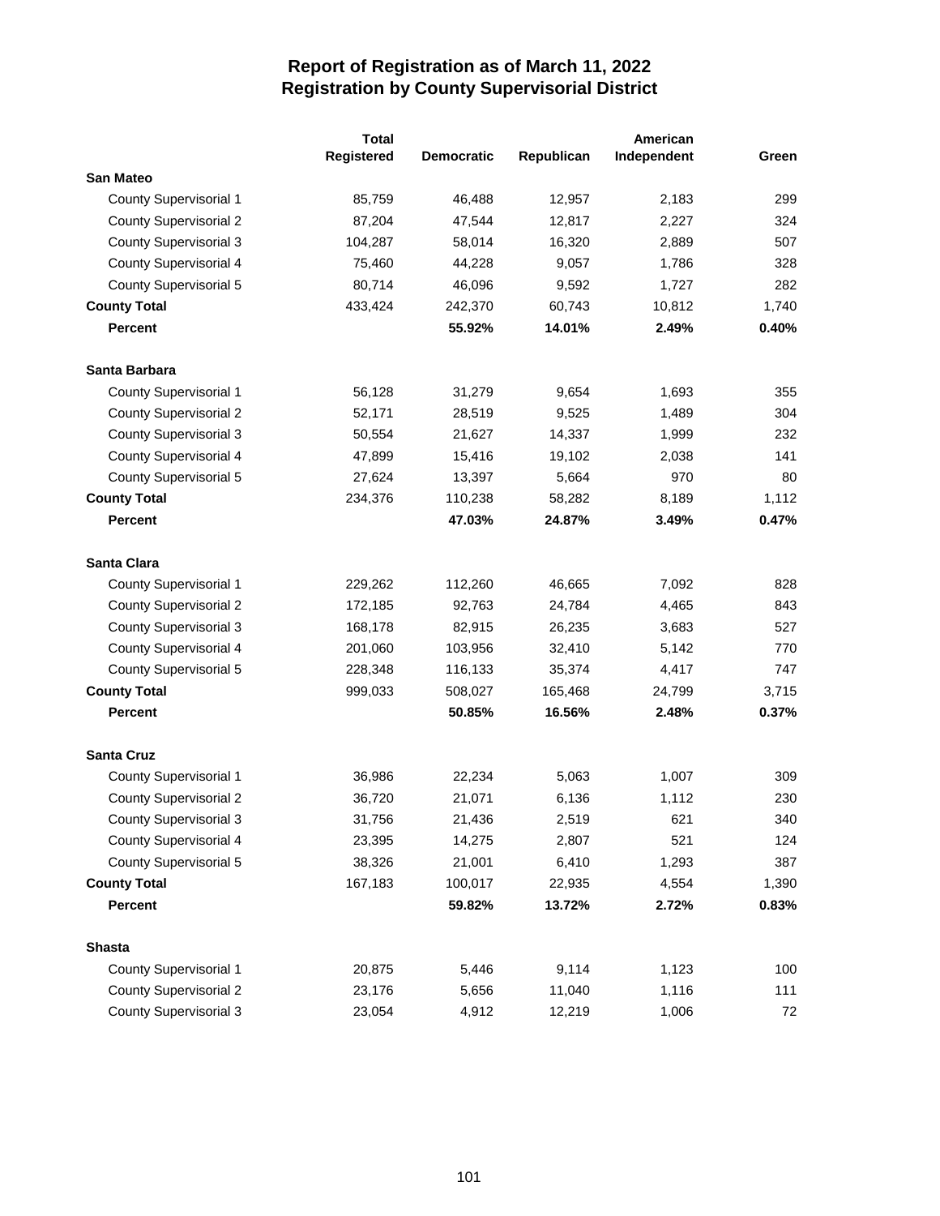# Report of Registration as of March 11, 2022
## Registration by County Supervisorial District

| | Total Registered | Democratic | Republican | American Independent | Green |
|---|---|---|---|---|---|
| **San Mateo** | | | | | |
| County Supervisorial 1 | 85,759 | 46,488 | 12,957 | 2,183 | 299 |
| County Supervisorial 2 | 87,204 | 47,544 | 12,817 | 2,227 | 324 |
| County Supervisorial 3 | 104,287 | 58,014 | 16,320 | 2,889 | 507 |
| County Supervisorial 4 | 75,460 | 44,228 | 9,057 | 1,786 | 328 |
| County Supervisorial 5 | 80,714 | 46,096 | 9,592 | 1,727 | 282 |
| **County Total** | 433,424 | 242,370 | 60,743 | 10,812 | 1,740 |
| **Percent** | | **55.92%** | **14.01%** | **2.49%** | **0.40%** |
| **Santa Barbara** | | | | | |
| County Supervisorial 1 | 56,128 | 31,279 | 9,654 | 1,693 | 355 |
| County Supervisorial 2 | 52,171 | 28,519 | 9,525 | 1,489 | 304 |
| County Supervisorial 3 | 50,554 | 21,627 | 14,337 | 1,999 | 232 |
| County Supervisorial 4 | 47,899 | 15,416 | 19,102 | 2,038 | 141 |
| County Supervisorial 5 | 27,624 | 13,397 | 5,664 | 970 | 80 |
| **County Total** | 234,376 | 110,238 | 58,282 | 8,189 | 1,112 |
| **Percent** | | **47.03%** | **24.87%** | **3.49%** | **0.47%** |
| **Santa Clara** | | | | | |
| County Supervisorial 1 | 229,262 | 112,260 | 46,665 | 7,092 | 828 |
| County Supervisorial 2 | 172,185 | 92,763 | 24,784 | 4,465 | 843 |
| County Supervisorial 3 | 168,178 | 82,915 | 26,235 | 3,683 | 527 |
| County Supervisorial 4 | 201,060 | 103,956 | 32,410 | 5,142 | 770 |
| County Supervisorial 5 | 228,348 | 116,133 | 35,374 | 4,417 | 747 |
| **County Total** | 999,033 | 508,027 | 165,468 | 24,799 | 3,715 |
| **Percent** | | **50.85%** | **16.56%** | **2.48%** | **0.37%** |
| **Santa Cruz** | | | | | |
| County Supervisorial 1 | 36,986 | 22,234 | 5,063 | 1,007 | 309 |
| County Supervisorial 2 | 36,720 | 21,071 | 6,136 | 1,112 | 230 |
| County Supervisorial 3 | 31,756 | 21,436 | 2,519 | 621 | 340 |
| County Supervisorial 4 | 23,395 | 14,275 | 2,807 | 521 | 124 |
| County Supervisorial 5 | 38,326 | 21,001 | 6,410 | 1,293 | 387 |
| **County Total** | 167,183 | 100,017 | 22,935 | 4,554 | 1,390 |
| **Percent** | | **59.82%** | **13.72%** | **2.72%** | **0.83%** |
| **Shasta** | | | | | |
| County Supervisorial 1 | 20,875 | 5,446 | 9,114 | 1,123 | 100 |
| County Supervisorial 2 | 23,176 | 5,656 | 11,040 | 1,116 | 111 |
| County Supervisorial 3 | 23,054 | 4,912 | 12,219 | 1,006 | 72 |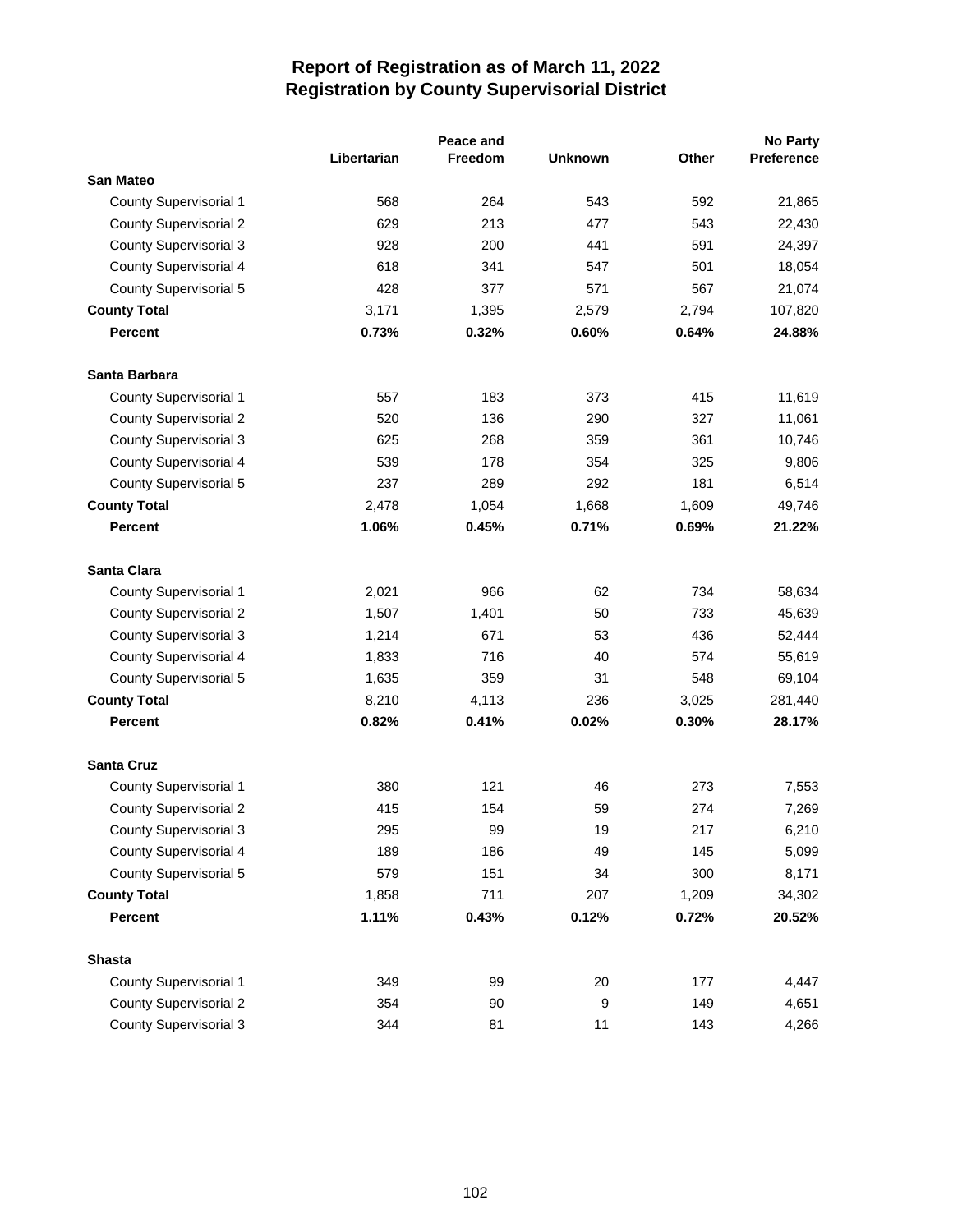# Report of Registration as of March 11, 2022
## Registration by County Supervisorial District

| | Libertarian | Peace and Freedom | Unknown | Other | No Party Preference |
|---|---|---|---|---|---|
| **San Mateo** | | | | | |
| County Supervisorial 1 | 568 | 264 | 543 | 592 | 21,865 |
| County Supervisorial 2 | 629 | 213 | 477 | 543 | 22,430 |
| County Supervisorial 3 | 928 | 200 | 441 | 591 | 24,397 |
| County Supervisorial 4 | 618 | 341 | 547 | 501 | 18,054 |
| County Supervisorial 5 | 428 | 377 | 571 | 567 | 21,074 |
| **County Total** | 3,171 | 1,395 | 2,579 | 2,794 | 107,820 |
| **Percent** | **0.73%** | **0.32%** | **0.60%** | **0.64%** | **24.88%** |
| **Santa Barbara** | | | | | |
| County Supervisorial 1 | 557 | 183 | 373 | 415 | 11,619 |
| County Supervisorial 2 | 520 | 136 | 290 | 327 | 11,061 |
| County Supervisorial 3 | 625 | 268 | 359 | 361 | 10,746 |
| County Supervisorial 4 | 539 | 178 | 354 | 325 | 9,806 |
| County Supervisorial 5 | 237 | 289 | 292 | 181 | 6,514 |
| **County Total** | 2,478 | 1,054 | 1,668 | 1,609 | 49,746 |
| **Percent** | **1.06%** | **0.45%** | **0.71%** | **0.69%** | **21.22%** |
| **Santa Clara** | | | | | |
| County Supervisorial 1 | 2,021 | 966 | 62 | 734 | 58,634 |
| County Supervisorial 2 | 1,507 | 1,401 | 50 | 733 | 45,639 |
| County Supervisorial 3 | 1,214 | 671 | 53 | 436 | 52,444 |
| County Supervisorial 4 | 1,833 | 716 | 40 | 574 | 55,619 |
| County Supervisorial 5 | 1,635 | 359 | 31 | 548 | 69,104 |
| **County Total** | 8,210 | 4,113 | 236 | 3,025 | 281,440 |
| **Percent** | **0.82%** | **0.41%** | **0.02%** | **0.30%** | **28.17%** |
| **Santa Cruz** | | | | | |
| County Supervisorial 1 | 380 | 121 | 46 | 273 | 7,553 |
| County Supervisorial 2 | 415 | 154 | 59 | 274 | 7,269 |
| County Supervisorial 3 | 295 | 99 | 19 | 217 | 6,210 |
| County Supervisorial 4 | 189 | 186 | 49 | 145 | 5,099 |
| County Supervisorial 5 | 579 | 151 | 34 | 300 | 8,171 |
| **County Total** | 1,858 | 711 | 207 | 1,209 | 34,302 |
| **Percent** | **1.11%** | **0.43%** | **0.12%** | **0.72%** | **20.52%** |
| **Shasta** | | | | | |
| County Supervisorial 1 | 349 | 99 | 20 | 177 | 4,447 |
| County Supervisorial 2 | 354 | 90 | 9 | 149 | 4,651 |
| County Supervisorial 3 | 344 | 81 | 11 | 143 | 4,266 |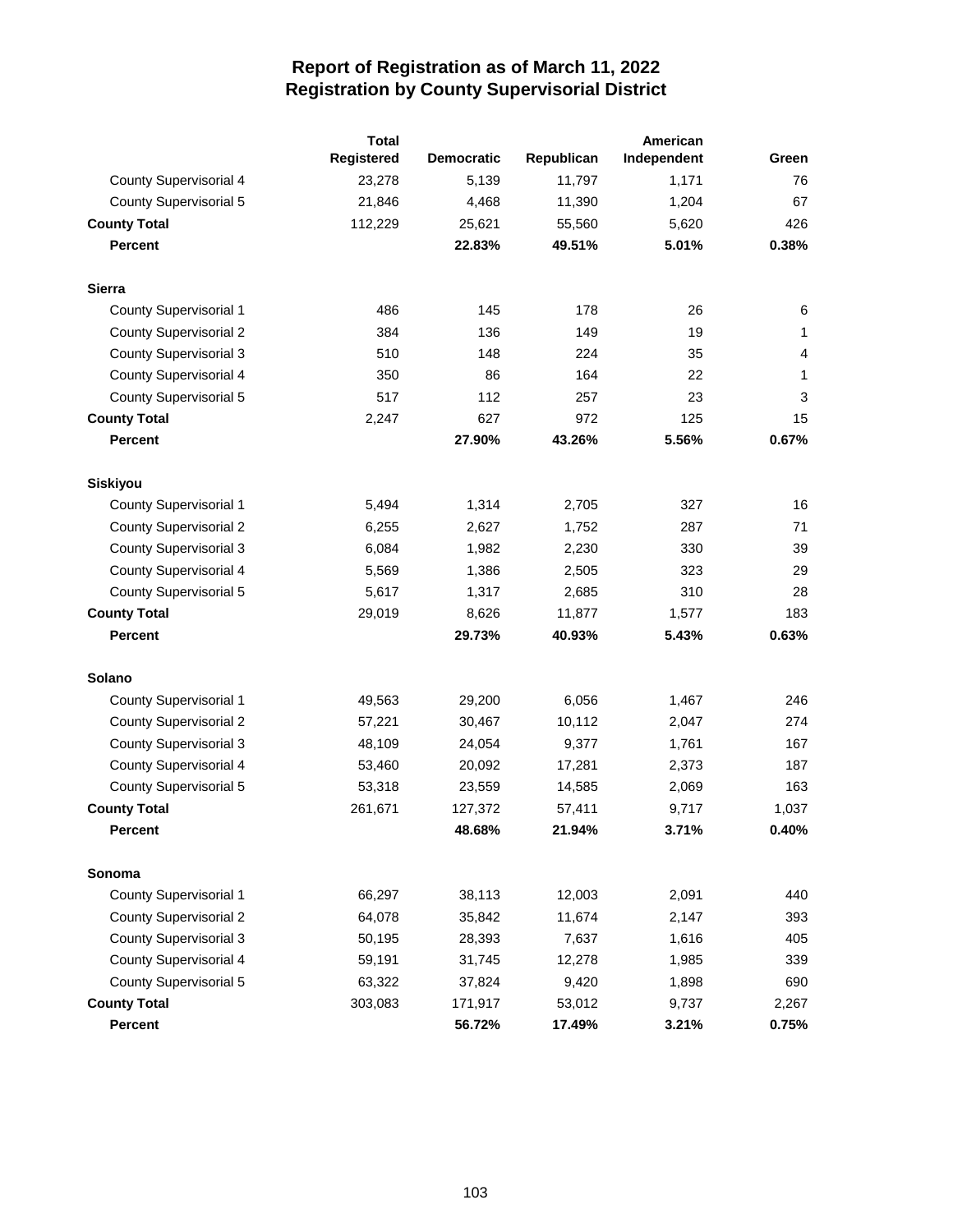# Report of Registration as of March 11, 2022
## Registration by County Supervisorial District

| | Total Registered | Democratic | Republican | American Independent | Green |
|---|---|---|---|---|---|
| County Supervisorial 4 | 23,278 | 5,139 | 11,797 | 1,171 | 76 |
| County Supervisorial 5 | 21,846 | 4,468 | 11,390 | 1,204 | 67 |
| **County Total** | 112,229 | 25,621 | 55,560 | 5,620 | 426 |
| **Percent** | | **22.83%** | **49.51%** | **5.01%** | **0.38%** |
| **Sierra** | | | | | |
| County Supervisorial 1 | 486 | 145 | 178 | 26 | 6 |
| County Supervisorial 2 | 384 | 136 | 149 | 19 | 1 |
| County Supervisorial 3 | 510 | 148 | 224 | 35 | 4 |
| County Supervisorial 4 | 350 | 86 | 164 | 22 | 1 |
| County Supervisorial 5 | 517 | 112 | 257 | 23 | 3 |
| **County Total** | 2,247 | 627 | 972 | 125 | 15 |
| **Percent** | | **27.90%** | **43.26%** | **5.56%** | **0.67%** |
| **Siskiyou** | | | | | |
| County Supervisorial 1 | 5,494 | 1,314 | 2,705 | 327 | 16 |
| County Supervisorial 2 | 6,255 | 2,627 | 1,752 | 287 | 71 |
| County Supervisorial 3 | 6,084 | 1,982 | 2,230 | 330 | 39 |
| County Supervisorial 4 | 5,569 | 1,386 | 2,505 | 323 | 29 |
| County Supervisorial 5 | 5,617 | 1,317 | 2,685 | 310 | 28 |
| **County Total** | 29,019 | 8,626 | 11,877 | 1,577 | 183 |
| **Percent** | | **29.73%** | **40.93%** | **5.43%** | **0.63%** |
| **Solano** | | | | | |
| County Supervisorial 1 | 49,563 | 29,200 | 6,056 | 1,467 | 246 |
| County Supervisorial 2 | 57,221 | 30,467 | 10,112 | 2,047 | 274 |
| County Supervisorial 3 | 48,109 | 24,054 | 9,377 | 1,761 | 167 |
| County Supervisorial 4 | 53,460 | 20,092 | 17,281 | 2,373 | 187 |
| County Supervisorial 5 | 53,318 | 23,559 | 14,585 | 2,069 | 163 |
| **County Total** | 261,671 | 127,372 | 57,411 | 9,717 | 1,037 |
| **Percent** | | **48.68%** | **21.94%** | **3.71%** | **0.40%** |
| **Sonoma** | | | | | |
| County Supervisorial 1 | 66,297 | 38,113 | 12,003 | 2,091 | 440 |
| County Supervisorial 2 | 64,078 | 35,842 | 11,674 | 2,147 | 393 |
| County Supervisorial 3 | 50,195 | 28,393 | 7,637 | 1,616 | 405 |
| County Supervisorial 4 | 59,191 | 31,745 | 12,278 | 1,985 | 339 |
| County Supervisorial 5 | 63,322 | 37,824 | 9,420 | 1,898 | 690 |
| **County Total** | 303,083 | 171,917 | 53,012 | 9,737 | 2,267 |
| **Percent** | | **56.72%** | **17.49%** | **3.21%** | **0.75%** |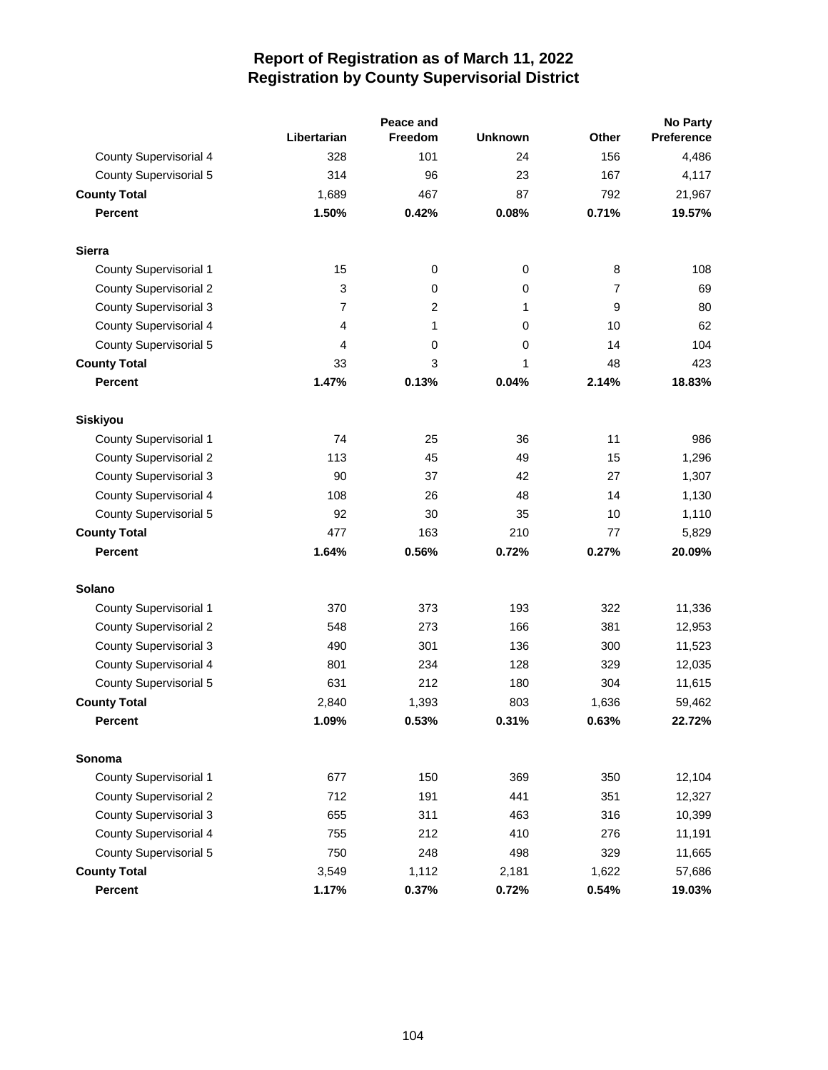# Report of Registration as of March 11, 2022
## Registration by County Supervisorial District

| | Libertarian | Peace and Freedom | Unknown | Other | No Party Preference |
|---|---|---|---|---|---|
| County Supervisorial 4 | 328 | 101 | 24 | 156 | 4,486 |
| County Supervisorial 5 | 314 | 96 | 23 | 167 | 4,117 |
| **County Total** | 1,689 | 467 | 87 | 792 | 21,967 |
| **Percent** | **1.50%** | **0.42%** | **0.08%** | **0.71%** | **19.57%** |
| **Sierra** | | | | | |
| County Supervisorial 1 | 15 | 0 | 0 | 8 | 108 |
| County Supervisorial 2 | 3 | 0 | 0 | 7 | 69 |
| County Supervisorial 3 | 7 | 2 | 1 | 9 | 80 |
| County Supervisorial 4 | 4 | 1 | 0 | 10 | 62 |
| County Supervisorial 5 | 4 | 0 | 0 | 14 | 104 |
| **County Total** | 33 | 3 | 1 | 48 | 423 |
| **Percent** | **1.47%** | **0.13%** | **0.04%** | **2.14%** | **18.83%** |
| **Siskiyou** | | | | | |
| County Supervisorial 1 | 74 | 25 | 36 | 11 | 986 |
| County Supervisorial 2 | 113 | 45 | 49 | 15 | 1,296 |
| County Supervisorial 3 | 90 | 37 | 42 | 27 | 1,307 |
| County Supervisorial 4 | 108 | 26 | 48 | 14 | 1,130 |
| County Supervisorial 5 | 92 | 30 | 35 | 10 | 1,110 |
| **County Total** | 477 | 163 | 210 | 77 | 5,829 |
| **Percent** | **1.64%** | **0.56%** | **0.72%** | **0.27%** | **20.09%** |
| **Solano** | | | | | |
| County Supervisorial 1 | 370 | 373 | 193 | 322 | 11,336 |
| County Supervisorial 2 | 548 | 273 | 166 | 381 | 12,953 |
| County Supervisorial 3 | 490 | 301 | 136 | 300 | 11,523 |
| County Supervisorial 4 | 801 | 234 | 128 | 329 | 12,035 |
| County Supervisorial 5 | 631 | 212 | 180 | 304 | 11,615 |
| **County Total** | 2,840 | 1,393 | 803 | 1,636 | 59,462 |
| **Percent** | **1.09%** | **0.53%** | **0.31%** | **0.63%** | **22.72%** |
| **Sonoma** | | | | | |
| County Supervisorial 1 | 677 | 150 | 369 | 350 | 12,104 |
| County Supervisorial 2 | 712 | 191 | 441 | 351 | 12,327 |
| County Supervisorial 3 | 655 | 311 | 463 | 316 | 10,399 |
| County Supervisorial 4 | 755 | 212 | 410 | 276 | 11,191 |
| County Supervisorial 5 | 750 | 248 | 498 | 329 | 11,665 |
| **County Total** | 3,549 | 1,112 | 2,181 | 1,622 | 57,686 |
| **Percent** | **1.17%** | **0.37%** | **0.72%** | **0.54%** | **19.03%** |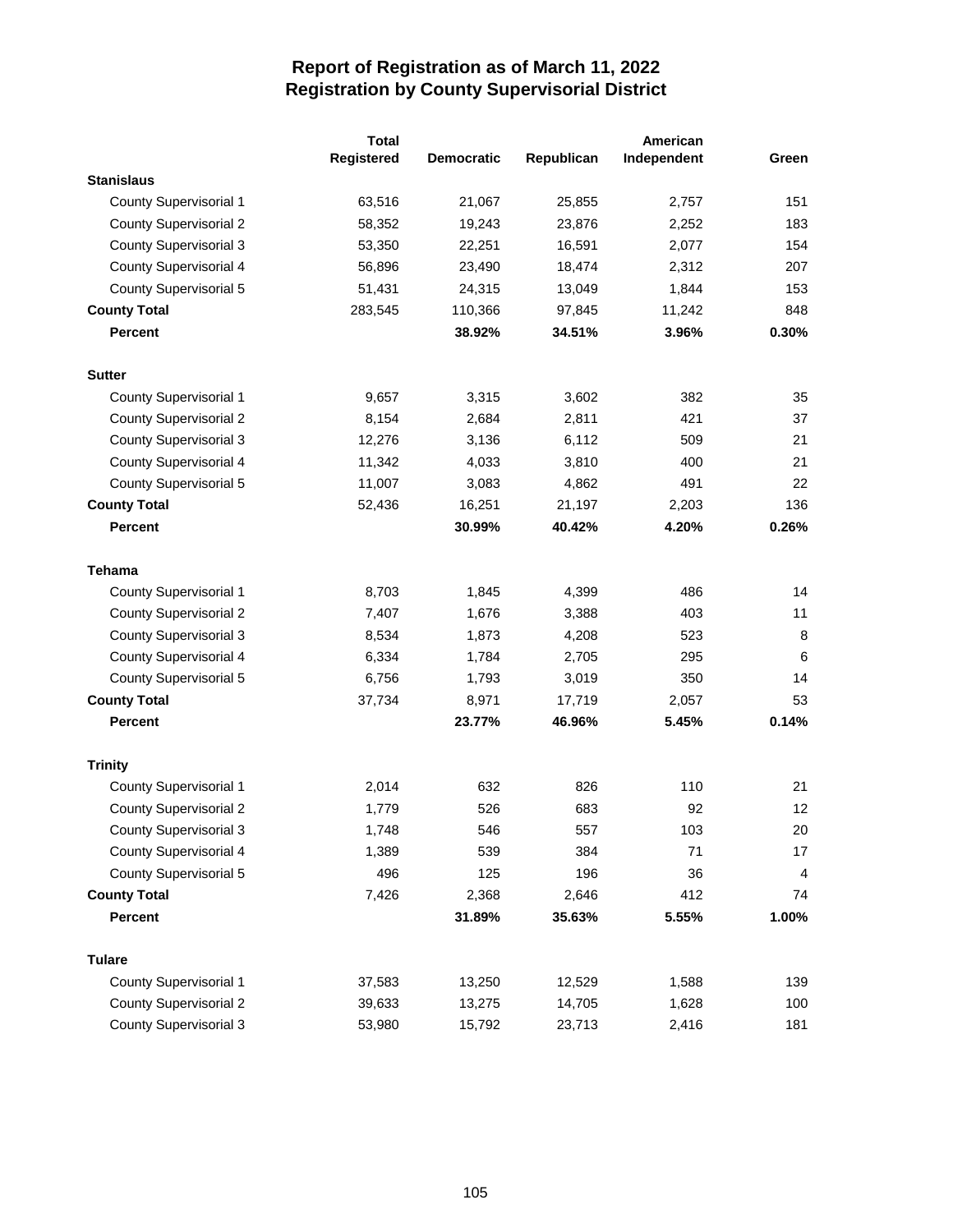# Report of Registration as of March 11, 2022
## Registration by County Supervisorial District

| | Total Registered | Democratic | Republican | American Independent | Green |
|---|---|---|---|---|---|
| **Stanislaus** | | | | | |
| County Supervisorial 1 | 63,516 | 21,067 | 25,855 | 2,757 | 151 |
| County Supervisorial 2 | 58,352 | 19,243 | 23,876 | 2,252 | 183 |
| County Supervisorial 3 | 53,350 | 22,251 | 16,591 | 2,077 | 154 |
| County Supervisorial 4 | 56,896 | 23,490 | 18,474 | 2,312 | 207 |
| County Supervisorial 5 | 51,431 | 24,315 | 13,049 | 1,844 | 153 |
| **County Total** | 283,545 | 110,366 | 97,845 | 11,242 | 848 |
| **Percent** | | **38.92%** | **34.51%** | **3.96%** | **0.30%** |
| **Sutter** | | | | | |
| County Supervisorial 1 | 9,657 | 3,315 | 3,602 | 382 | 35 |
| County Supervisorial 2 | 8,154 | 2,684 | 2,811 | 421 | 37 |
| County Supervisorial 3 | 12,276 | 3,136 | 6,112 | 509 | 21 |
| County Supervisorial 4 | 11,342 | 4,033 | 3,810 | 400 | 21 |
| County Supervisorial 5 | 11,007 | 3,083 | 4,862 | 491 | 22 |
| **County Total** | 52,436 | 16,251 | 21,197 | 2,203 | 136 |
| **Percent** | | **30.99%** | **40.42%** | **4.20%** | **0.26%** |
| **Tehama** | | | | | |
| County Supervisorial 1 | 8,703 | 1,845 | 4,399 | 486 | 14 |
| County Supervisorial 2 | 7,407 | 1,676 | 3,388 | 403 | 11 |
| County Supervisorial 3 | 8,534 | 1,873 | 4,208 | 523 | 8 |
| County Supervisorial 4 | 6,334 | 1,784 | 2,705 | 295 | 6 |
| County Supervisorial 5 | 6,756 | 1,793 | 3,019 | 350 | 14 |
| **County Total** | 37,734 | 8,971 | 17,719 | 2,057 | 53 |
| **Percent** | | **23.77%** | **46.96%** | **5.45%** | **0.14%** |
| **Trinity** | | | | | |
| County Supervisorial 1 | 2,014 | 632 | 826 | 110 | 21 |
| County Supervisorial 2 | 1,779 | 526 | 683 | 92 | 12 |
| County Supervisorial 3 | 1,748 | 546 | 557 | 103 | 20 |
| County Supervisorial 4 | 1,389 | 539 | 384 | 71 | 17 |
| County Supervisorial 5 | 496 | 125 | 196 | 36 | 4 |
| **County Total** | 7,426 | 2,368 | 2,646 | 412 | 74 |
| **Percent** | | **31.89%** | **35.63%** | **5.55%** | **1.00%** |
| **Tulare** | | | | | |
| County Supervisorial 1 | 37,583 | 13,250 | 12,529 | 1,588 | 139 |
| County Supervisorial 2 | 39,633 | 13,275 | 14,705 | 1,628 | 100 |
| County Supervisorial 3 | 53,980 | 15,792 | 23,713 | 2,416 | 181 |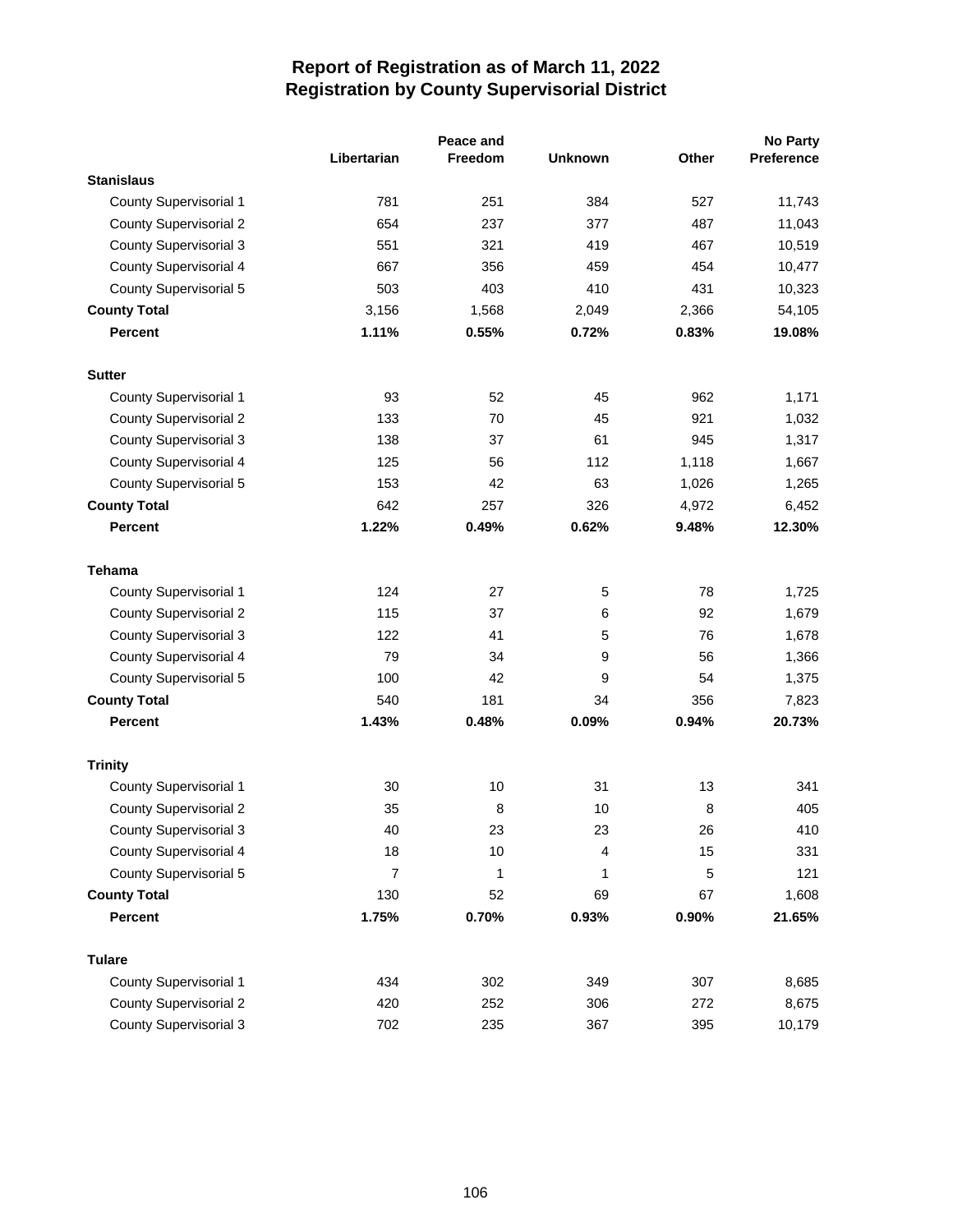# Report of Registration as of March 11, 2022
## Registration by County Supervisorial District

| | Libertarian | Peace and Freedom | Unknown | Other | No Party Preference |
|---|---|---|---|---|---|
| **Stanislaus** | | | | | |
| County Supervisorial 1 | 781 | 251 | 384 | 527 | 11,743 |
| County Supervisorial 2 | 654 | 237 | 377 | 487 | 11,043 |
| County Supervisorial 3 | 551 | 321 | 419 | 467 | 10,519 |
| County Supervisorial 4 | 667 | 356 | 459 | 454 | 10,477 |
| County Supervisorial 5 | 503 | 403 | 410 | 431 | 10,323 |
| **County Total** | 3,156 | 1,568 | 2,049 | 2,366 | 54,105 |
| **Percent** | **1.11%** | **0.55%** | **0.72%** | **0.83%** | **19.08%** |
| **Sutter** | | | | | |
| County Supervisorial 1 | 93 | 52 | 45 | 962 | 1,171 |
| County Supervisorial 2 | 133 | 70 | 45 | 921 | 1,032 |
| County Supervisorial 3 | 138 | 37 | 61 | 945 | 1,317 |
| County Supervisorial 4 | 125 | 56 | 112 | 1,118 | 1,667 |
| County Supervisorial 5 | 153 | 42 | 63 | 1,026 | 1,265 |
| **County Total** | 642 | 257 | 326 | 4,972 | 6,452 |
| **Percent** | **1.22%** | **0.49%** | **0.62%** | **9.48%** | **12.30%** |
| **Tehama** | | | | | |
| County Supervisorial 1 | 124 | 27 | 5 | 78 | 1,725 |
| County Supervisorial 2 | 115 | 37 | 6 | 92 | 1,679 |
| County Supervisorial 3 | 122 | 41 | 5 | 76 | 1,678 |
| County Supervisorial 4 | 79 | 34 | 9 | 56 | 1,366 |
| County Supervisorial 5 | 100 | 42 | 9 | 54 | 1,375 |
| **County Total** | 540 | 181 | 34 | 356 | 7,823 |
| **Percent** | **1.43%** | **0.48%** | **0.09%** | **0.94%** | **20.73%** |
| **Trinity** | | | | | |
| County Supervisorial 1 | 30 | 10 | 31 | 13 | 341 |
| County Supervisorial 2 | 35 | 8 | 10 | 8 | 405 |
| County Supervisorial 3 | 40 | 23 | 23 | 26 | 410 |
| County Supervisorial 4 | 18 | 10 | 4 | 15 | 331 |
| County Supervisorial 5 | 7 | 1 | 1 | 5 | 121 |
| **County Total** | 130 | 52 | 69 | 67 | 1,608 |
| **Percent** | **1.75%** | **0.70%** | **0.93%** | **0.90%** | **21.65%** |
| **Tulare** | | | | | |
| County Supervisorial 1 | 434 | 302 | 349 | 307 | 8,685 |
| County Supervisorial 2 | 420 | 252 | 306 | 272 | 8,675 |
| County Supervisorial 3 | 702 | 235 | 367 | 395 | 10,179 |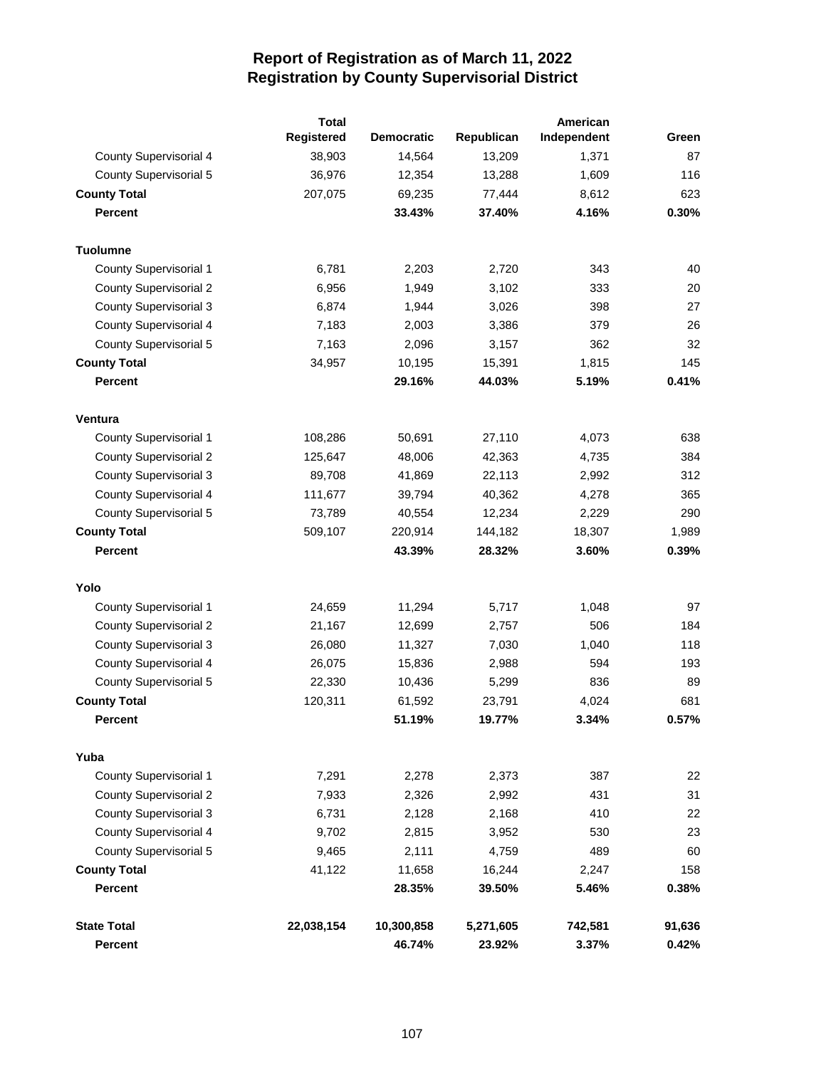# Report of Registration as of March 11, 2022
## Registration by County Supervisorial District

| | Total Registered | Democratic | Republican | American Independent | Green |
|---|---|---|---|---|---|
| County Supervisorial 4 | 38,903 | 14,564 | 13,209 | 1,371 | 87 |
| County Supervisorial 5 | 36,976 | 12,354 | 13,288 | 1,609 | 116 |
| **County Total** | 207,075 | 69,235 | 77,444 | 8,612 | 623 |
| **Percent** | | **33.43%** | **37.40%** | **4.16%** | **0.30%** |
| **Tuolumne** | | | | | |
| County Supervisorial 1 | 6,781 | 2,203 | 2,720 | 343 | 40 |
| County Supervisorial 2 | 6,956 | 1,949 | 3,102 | 333 | 20 |
| County Supervisorial 3 | 6,874 | 1,944 | 3,026 | 398 | 27 |
| County Supervisorial 4 | 7,183 | 2,003 | 3,386 | 379 | 26 |
| County Supervisorial 5 | 7,163 | 2,096 | 3,157 | 362 | 32 |
| **County Total** | 34,957 | 10,195 | 15,391 | 1,815 | 145 |
| **Percent** | | **29.16%** | **44.03%** | **5.19%** | **0.41%** |
| **Ventura** | | | | | |
| County Supervisorial 1 | 108,286 | 50,691 | 27,110 | 4,073 | 638 |
| County Supervisorial 2 | 125,647 | 48,006 | 42,363 | 4,735 | 384 |
| County Supervisorial 3 | 89,708 | 41,869 | 22,113 | 2,992 | 312 |
| County Supervisorial 4 | 111,677 | 39,794 | 40,362 | 4,278 | 365 |
| County Supervisorial 5 | 73,789 | 40,554 | 12,234 | 2,229 | 290 |
| **County Total** | 509,107 | 220,914 | 144,182 | 18,307 | 1,989 |
| **Percent** | | **43.39%** | **28.32%** | **3.60%** | **0.39%** |
| **Yolo** | | | | | |
| County Supervisorial 1 | 24,659 | 11,294 | 5,717 | 1,048 | 97 |
| County Supervisorial 2 | 21,167 | 12,699 | 2,757 | 506 | 184 |
| County Supervisorial 3 | 26,080 | 11,327 | 7,030 | 1,040 | 118 |
| County Supervisorial 4 | 26,075 | 15,836 | 2,988 | 594 | 193 |
| County Supervisorial 5 | 22,330 | 10,436 | 5,299 | 836 | 89 |
| **County Total** | 120,311 | 61,592 | 23,791 | 4,024 | 681 |
| **Percent** | | **51.19%** | **19.77%** | **3.34%** | **0.57%** |
| **Yuba** | | | | | |
| County Supervisorial 1 | 7,291 | 2,278 | 2,373 | 387 | 22 |
| County Supervisorial 2 | 7,933 | 2,326 | 2,992 | 431 | 31 |
| County Supervisorial 3 | 6,731 | 2,128 | 2,168 | 410 | 22 |
| County Supervisorial 4 | 9,702 | 2,815 | 3,952 | 530 | 23 |
| County Supervisorial 5 | 9,465 | 2,111 | 4,759 | 489 | 60 |
| **County Total** | 41,122 | 11,658 | 16,244 | 2,247 | 158 |
| **Percent** | | **28.35%** | **39.50%** | **5.46%** | **0.38%** |
| **State Total** | **22,038,154** | **10,300,858** | **5,271,605** | **742,581** | **91,636** |
| **Percent** | | **46.74%** | **23.92%** | **3.37%** | **0.42%** |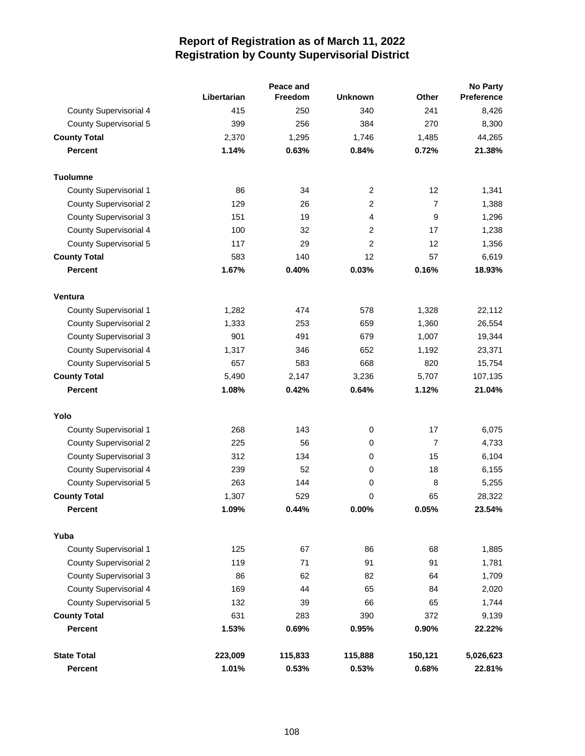# Report of Registration as of March 11, 2022
## Registration by County Supervisorial District

| | Libertarian | Peace and Freedom | Unknown | Other | No Party Preference |
|---|---|---|---|---|---|
| County Supervisorial 4 | 415 | 250 | 340 | 241 | 8,426 |
| County Supervisorial 5 | 399 | 256 | 384 | 270 | 8,300 |
| **County Total** | 2,370 | 1,295 | 1,746 | 1,485 | 44,265 |
| **Percent** | **1.14%** | **0.63%** | **0.84%** | **0.72%** | **21.38%** |
| **Tuolumne** | | | | | |
| County Supervisorial 1 | 86 | 34 | 2 | 12 | 1,341 |
| County Supervisorial 2 | 129 | 26 | 2 | 7 | 1,388 |
| County Supervisorial 3 | 151 | 19 | 4 | 9 | 1,296 |
| County Supervisorial 4 | 100 | 32 | 2 | 17 | 1,238 |
| County Supervisorial 5 | 117 | 29 | 2 | 12 | 1,356 |
| **County Total** | 583 | 140 | 12 | 57 | 6,619 |
| **Percent** | **1.67%** | **0.40%** | **0.03%** | **0.16%** | **18.93%** |
| **Ventura** | | | | | |
| County Supervisorial 1 | 1,282 | 474 | 578 | 1,328 | 22,112 |
| County Supervisorial 2 | 1,333 | 253 | 659 | 1,360 | 26,554 |
| County Supervisorial 3 | 901 | 491 | 679 | 1,007 | 19,344 |
| County Supervisorial 4 | 1,317 | 346 | 652 | 1,192 | 23,371 |
| County Supervisorial 5 | 657 | 583 | 668 | 820 | 15,754 |
| **County Total** | 5,490 | 2,147 | 3,236 | 5,707 | 107,135 |
| **Percent** | **1.08%** | **0.42%** | **0.64%** | **1.12%** | **21.04%** |
| **Yolo** | | | | | |
| County Supervisorial 1 | 268 | 143 | 0 | 17 | 6,075 |
| County Supervisorial 2 | 225 | 56 | 0 | 7 | 4,733 |
| County Supervisorial 3 | 312 | 134 | 0 | 15 | 6,104 |
| County Supervisorial 4 | 239 | 52 | 0 | 18 | 6,155 |
| County Supervisorial 5 | 263 | 144 | 0 | 8 | 5,255 |
| **County Total** | 1,307 | 529 | 0 | 65 | 28,322 |
| **Percent** | **1.09%** | **0.44%** | **0.00%** | **0.05%** | **23.54%** |
| **Yuba** | | | | | |
| County Supervisorial 1 | 125 | 67 | 86 | 68 | 1,885 |
| County Supervisorial 2 | 119 | 71 | 91 | 91 | 1,781 |
| County Supervisorial 3 | 86 | 62 | 82 | 64 | 1,709 |
| County Supervisorial 4 | 169 | 44 | 65 | 84 | 2,020 |
| County Supervisorial 5 | 132 | 39 | 66 | 65 | 1,744 |
| **County Total** | 631 | 283 | 390 | 372 | 9,139 |
| **Percent** | **1.53%** | **0.69%** | **0.95%** | **0.90%** | **22.22%** |
| **State Total** | **223,009** | **115,833** | **115,888** | **150,121** | **5,026,623** |
| **Percent** | **1.01%** | **0.53%** | **0.53%** | **0.68%** | **22.81%** |